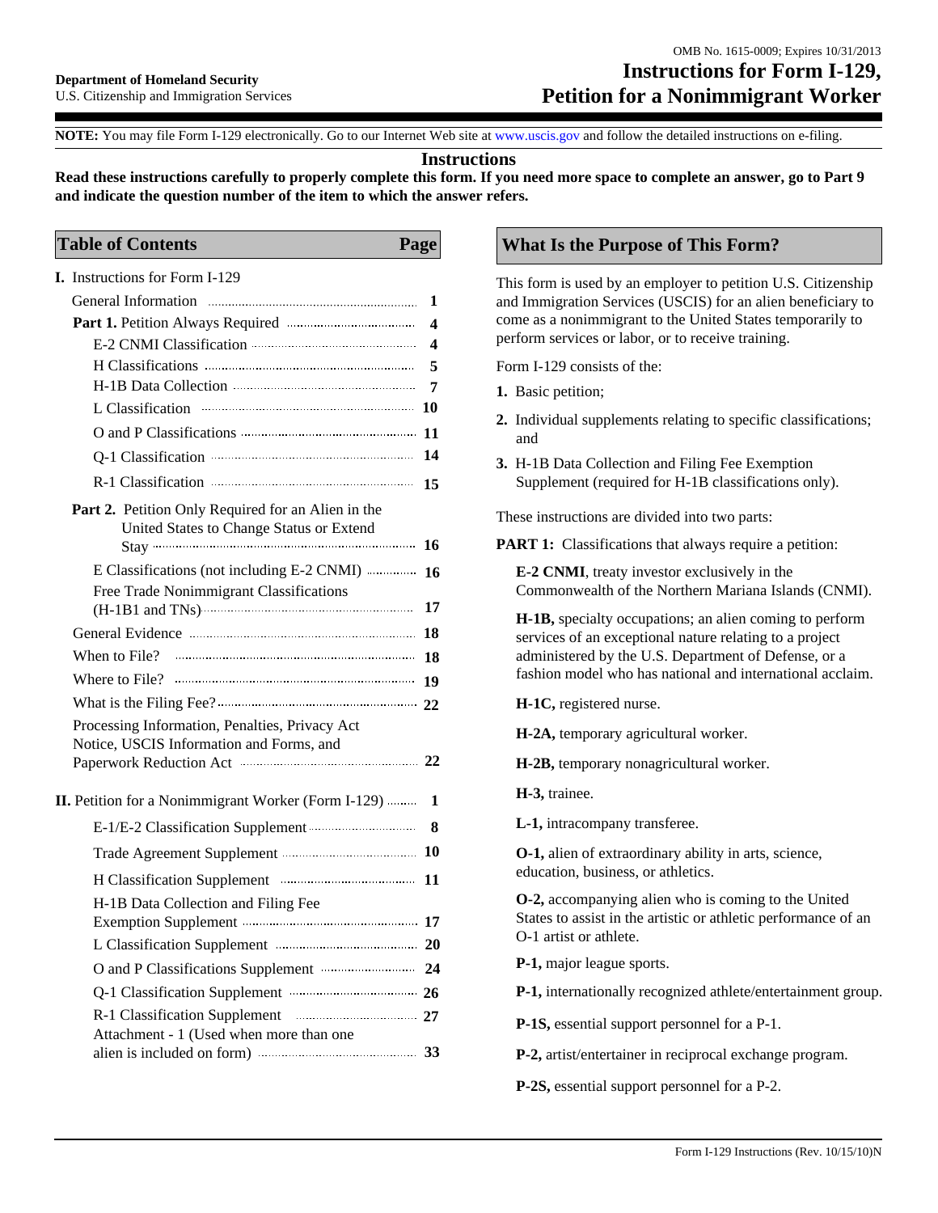OMB No. 1615-0009; Expires 10/31/2013

**Department of Homeland Security**
U.S. Citizenship and Immigration Services

# Instructions for Form I-129, Petition for a Nonimmigrant Worker

**NOTE:** You may file Form I-129 electronically. Go to our Internet Web site at www.uscis.gov and follow the detailed instructions on e-filing.

## Instructions

**Read these instructions carefully to properly complete this form. If you need more space to complete an answer, go to Part 9 and indicate the question number of the item to which the answer refers.**

## Table of Contents

| Table of Contents | Page |
|---|---|
| **I.** Instructions for Form I-129 | |
| General Information | 1 |
| **Part 1.** Petition Always Required | 4 |
| E-2 CNMI Classification | 4 |
| H Classifications | 5 |
| H-1B Data Collection | 7 |
| L Classification | 10 |
| O and P Classifications | 11 |
| Q-1 Classification | 14 |
| R-1 Classification | 15 |
| **Part 2.** Petition Only Required for an Alien in the United States to Change Status or Extend Stay | 16 |
| E Classifications (not including E-2 CNMI) | 16 |
| Free Trade Nonimmigrant Classifications (H-1B1 and TNs) | 17 |
| General Evidence | 18 |
| When to File? | 18 |
| Where to File? | 19 |
| What is the Filing Fee? | 22 |
| Processing Information, Penalties, Privacy Act Notice, USCIS Information and Forms, and Paperwork Reduction Act | 22 |
| **II.** Petition for a Nonimmigrant Worker (Form I-129) | 1 |
| E-1/E-2 Classification Supplement | 8 |
| Trade Agreement Supplement | 10 |
| H Classification Supplement | 11 |
| H-1B Data Collection and Filing Fee Exemption Supplement | 17 |
| L Classification Supplement | 20 |
| O and P Classifications Supplement | 24 |
| Q-1 Classification Supplement | 26 |
| R-1 Classification Supplement | 27 |
| Attachment - 1 (Used when more than one alien is included on form) | 33 |

## What Is the Purpose of This Form?

This form is used by an employer to petition U.S. Citizenship and Immigration Services (USCIS) for an alien beneficiary to come as a nonimmigrant to the United States temporarily to perform services or labor, or to receive training.

Form I-129 consists of the:

1. Basic petition;
2. Individual supplements relating to specific classifications; and
3. H-1B Data Collection and Filing Fee Exemption Supplement (required for H-1B classifications only).

These instructions are divided into two parts:

**PART 1:** Classifications that always require a petition:

**E-2 CNMI**, treaty investor exclusively in the Commonwealth of the Northern Mariana Islands (CNMI).

**H-1B,** specialty occupations; an alien coming to perform services of an exceptional nature relating to a project administered by the U.S. Department of Defense, or a fashion model who has national and international acclaim.

**H-1C,** registered nurse.

**H-2A,** temporary agricultural worker.

**H-2B,** temporary nonagricultural worker.

**H-3,** trainee.

**L-1,** intracompany transferee.

**O-1,** alien of extraordinary ability in arts, science, education, business, or athletics.

**O-2,** accompanying alien who is coming to the United States to assist in the artistic or athletic performance of an O-1 artist or athlete.

**P-1,** major league sports.

**P-1,** internationally recognized athlete/entertainment group.

**P-1S,** essential support personnel for a P-1.

**P-2,** artist/entertainer in reciprocal exchange program.

**P-2S,** essential support personnel for a P-2.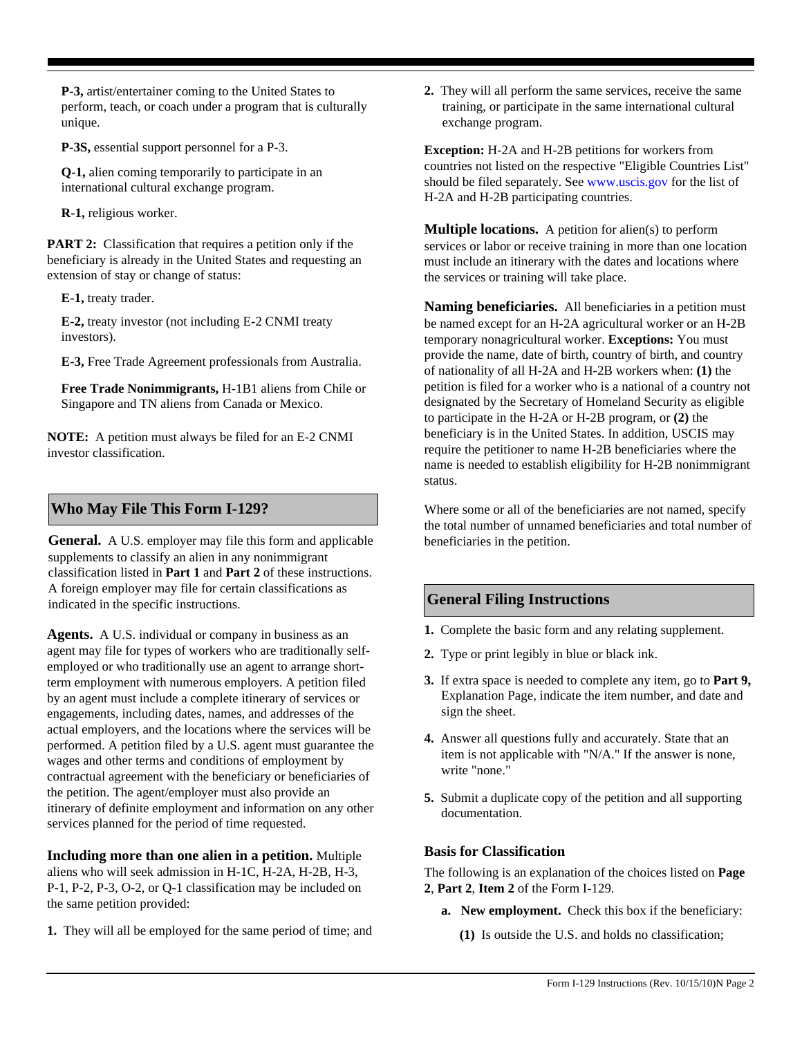**P-3,** artist/entertainer coming to the United States to perform, teach, or coach under a program that is culturally unique.

**P-3S,** essential support personnel for a P-3.

**Q-1,** alien coming temporarily to participate in an international cultural exchange program.

**R-1,** religious worker.

**PART 2:** Classification that requires a petition only if the beneficiary is already in the United States and requesting an extension of stay or change of status:

**E-1,** treaty trader.

**E-2,** treaty investor (not including E-2 CNMI treaty investors).

**E-3,** Free Trade Agreement professionals from Australia.

**Free Trade Nonimmigrants,** H-1B1 aliens from Chile or Singapore and TN aliens from Canada or Mexico.

**NOTE:** A petition must always be filed for an E-2 CNMI investor classification.

## Who May File This Form I-129?

**General.** A U.S. employer may file this form and applicable supplements to classify an alien in any nonimmigrant classification listed in **Part 1** and **Part 2** of these instructions. A foreign employer may file for certain classifications as indicated in the specific instructions.

**Agents.** A U.S. individual or company in business as an agent may file for types of workers who are traditionally self-employed or who traditionally use an agent to arrange short-term employment with numerous employers. A petition filed by an agent must include a complete itinerary of services or engagements, including dates, names, and addresses of the actual employers, and the locations where the services will be performed. A petition filed by a U.S. agent must guarantee the wages and other terms and conditions of employment by contractual agreement with the beneficiary or beneficiaries of the petition. The agent/employer must also provide an itinerary of definite employment and information on any other services planned for the period of time requested.

**Including more than one alien in a petition.** Multiple aliens who will seek admission in H-1C, H-2A, H-2B, H-3, P-1, P-2, P-3, O-2, or Q-1 classification may be included on the same petition provided:

1. They will all be employed for the same period of time; and
2. They will all perform the same services, receive the same training, or participate in the same international cultural exchange program.

**Exception:** H-2A and H-2B petitions for workers from countries not listed on the respective "Eligible Countries List" should be filed separately. See www.uscis.gov for the list of H-2A and H-2B participating countries.

**Multiple locations.** A petition for alien(s) to perform services or labor or receive training in more than one location must include an itinerary with the dates and locations where the services or training will take place.

**Naming beneficiaries.** All beneficiaries in a petition must be named except for an H-2A agricultural worker or an H-2B temporary nonagricultural worker. **Exceptions:** You must provide the name, date of birth, country of birth, and country of nationality of all H-2A and H-2B workers when: **(1)** the petition is filed for a worker who is a national of a country not designated by the Secretary of Homeland Security as eligible to participate in the H-2A or H-2B program, or **(2)** the beneficiary is in the United States. In addition, USCIS may require the petitioner to name H-2B beneficiaries where the name is needed to establish eligibility for H-2B nonimmigrant status.

Where some or all of the beneficiaries are not named, specify the total number of unnamed beneficiaries and total number of beneficiaries in the petition.

## General Filing Instructions

1. Complete the basic form and any relating supplement.
2. Type or print legibly in blue or black ink.
3. If extra space is needed to complete any item, go to **Part 9,** Explanation Page, indicate the item number, and date and sign the sheet.
4. Answer all questions fully and accurately. State that an item is not applicable with "N/A." If the answer is none, write "none."
5. Submit a duplicate copy of the petition and all supporting documentation.

### Basis for Classification

The following is an explanation of the choices listed on **Page 2**, **Part 2**, **Item 2** of the Form I-129.

**a. New employment.** Check this box if the beneficiary:

**(1)** Is outside the U.S. and holds no classification;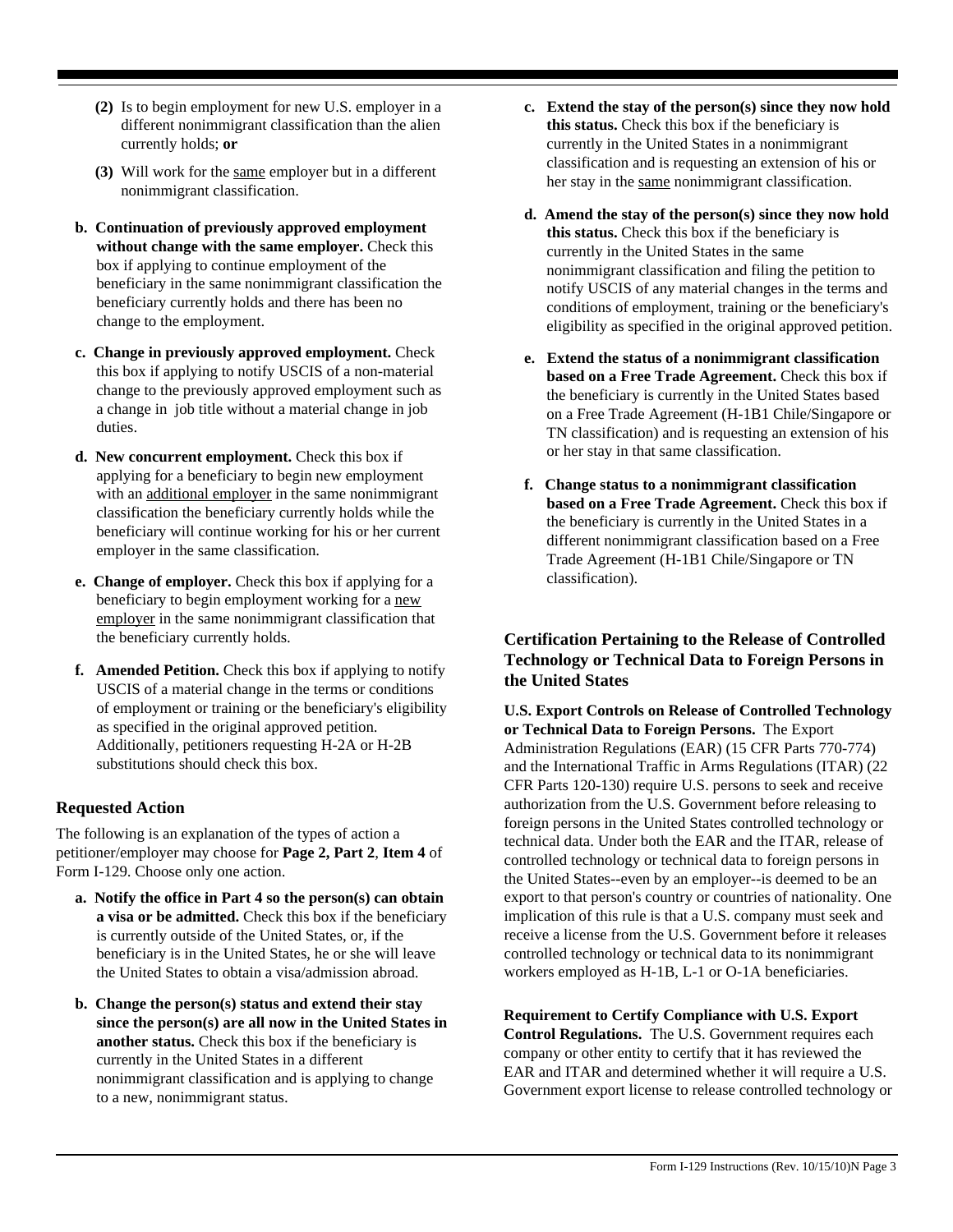**(2)** Is to begin employment for new U.S. employer in a different nonimmigrant classification than the alien currently holds; **or**

**(3)** Will work for the same employer but in a different nonimmigrant classification.

**b. Continuation of previously approved employment without change with the same employer.** Check this box if applying to continue employment of the beneficiary in the same nonimmigrant classification the beneficiary currently holds and there has been no change to the employment.

**c. Change in previously approved employment.** Check this box if applying to notify USCIS of a non-material change to the previously approved employment such as a change in job title without a material change in job duties.

**d. New concurrent employment.** Check this box if applying for a beneficiary to begin new employment with an additional employer in the same nonimmigrant classification the beneficiary currently holds while the beneficiary will continue working for his or her current employer in the same classification.

**e. Change of employer.** Check this box if applying for a beneficiary to begin employment working for a new employer in the same nonimmigrant classification that the beneficiary currently holds.

**f. Amended Petition.** Check this box if applying to notify USCIS of a material change in the terms or conditions of employment or training or the beneficiary's eligibility as specified in the original approved petition. Additionally, petitioners requesting H-2A or H-2B substitutions should check this box.

### Requested Action

The following is an explanation of the types of action a petitioner/employer may choose for **Page 2, Part 2**, **Item 4** of Form I-129. Choose only one action.

**a. Notify the office in Part 4 so the person(s) can obtain a visa or be admitted.** Check this box if the beneficiary is currently outside of the United States, or, if the beneficiary is in the United States, he or she will leave the United States to obtain a visa/admission abroad.

**b. Change the person(s) status and extend their stay since the person(s) are all now in the United States in another status.** Check this box if the beneficiary is currently in the United States in a different nonimmigrant classification and is applying to change to a new, nonimmigrant status.

**c. Extend the stay of the person(s) since they now hold this status.** Check this box if the beneficiary is currently in the United States in a nonimmigrant classification and is requesting an extension of his or her stay in the same nonimmigrant classification.

**d. Amend the stay of the person(s) since they now hold this status.** Check this box if the beneficiary is currently in the United States in the same nonimmigrant classification and filing the petition to notify USCIS of any material changes in the terms and conditions of employment, training or the beneficiary's eligibility as specified in the original approved petition.

**e. Extend the status of a nonimmigrant classification based on a Free Trade Agreement.** Check this box if the beneficiary is currently in the United States based on a Free Trade Agreement (H-1B1 Chile/Singapore or TN classification) and is requesting an extension of his or her stay in that same classification.

**f. Change status to a nonimmigrant classification based on a Free Trade Agreement.** Check this box if the beneficiary is currently in the United States in a different nonimmigrant classification based on a Free Trade Agreement (H-1B1 Chile/Singapore or TN classification).

### Certification Pertaining to the Release of Controlled Technology or Technical Data to Foreign Persons in the United States

**U.S. Export Controls on Release of Controlled Technology or Technical Data to Foreign Persons.** The Export Administration Regulations (EAR) (15 CFR Parts 770-774) and the International Traffic in Arms Regulations (ITAR) (22 CFR Parts 120-130) require U.S. persons to seek and receive authorization from the U.S. Government before releasing to foreign persons in the United States controlled technology or technical data. Under both the EAR and the ITAR, release of controlled technology or technical data to foreign persons in the United States--even by an employer--is deemed to be an export to that person's country or countries of nationality. One implication of this rule is that a U.S. company must seek and receive a license from the U.S. Government before it releases controlled technology or technical data to its nonimmigrant workers employed as H-1B, L-1 or O-1A beneficiaries.

**Requirement to Certify Compliance with U.S. Export Control Regulations.** The U.S. Government requires each company or other entity to certify that it has reviewed the EAR and ITAR and determined whether it will require a U.S. Government export license to release controlled technology or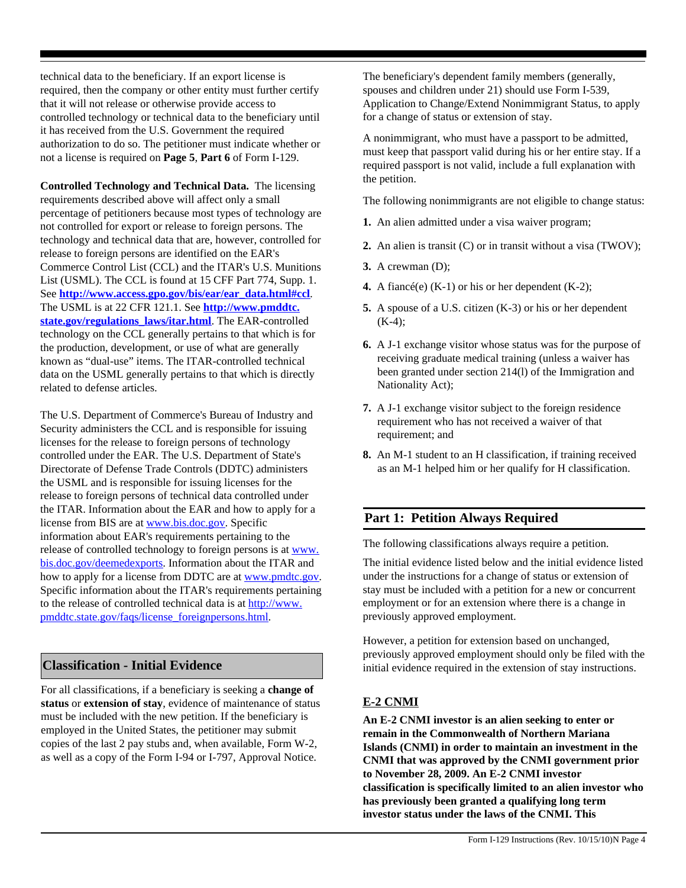technical data to the beneficiary. If an export license is required, then the company or other entity must further certify that it will not release or otherwise provide access to controlled technology or technical data to the beneficiary until it has received from the U.S. Government the required authorization to do so. The petitioner must indicate whether or not a license is required on **Page 5**, **Part 6** of Form I-129.

**Controlled Technology and Technical Data.** The licensing requirements described above will affect only a small percentage of petitioners because most types of technology are not controlled for export or release to foreign persons. The technology and technical data that are, however, controlled for release to foreign persons are identified on the EAR's Commerce Control List (CCL) and the ITAR's U.S. Munitions List (USML). The CCL is found at 15 CFF Part 774, Supp. 1. See **http://www.access.gpo.gov/bis/ear/ear_data.html#ccl**. The USML is at 22 CFR 121.1. See **http://www.pmddtc.state.gov/regulations_laws/itar.html**. The EAR-controlled technology on the CCL generally pertains to that which is for the production, development, or use of what are generally known as "dual-use" items. The ITAR-controlled technical data on the USML generally pertains to that which is directly related to defense articles.

The U.S. Department of Commerce's Bureau of Industry and Security administers the CCL and is responsible for issuing licenses for the release to foreign persons of technology controlled under the EAR. The U.S. Department of State's Directorate of Defense Trade Controls (DDTC) administers the USML and is responsible for issuing licenses for the release to foreign persons of technical data controlled under the ITAR. Information about the EAR and how to apply for a license from BIS are at www.bis.doc.gov. Specific information about EAR's requirements pertaining to the release of controlled technology to foreign persons is at www.bis.doc.gov/deemedexports. Information about the ITAR and how to apply for a license from DDTC are at www.pmdtc.gov. Specific information about the ITAR's requirements pertaining to the release of controlled technical data is at http://www.pmddtc.state.gov/faqs/license_foreignpersons.html.

## Classification - Initial Evidence

For all classifications, if a beneficiary is seeking a **change of status** or **extension of stay**, evidence of maintenance of status must be included with the new petition. If the beneficiary is employed in the United States, the petitioner may submit copies of the last 2 pay stubs and, when available, Form W-2, as well as a copy of the Form I-94 or I-797, Approval Notice.

The beneficiary's dependent family members (generally, spouses and children under 21) should use Form I-539, Application to Change/Extend Nonimmigrant Status, to apply for a change of status or extension of stay.

A nonimmigrant, who must have a passport to be admitted, must keep that passport valid during his or her entire stay. If a required passport is not valid, include a full explanation with the petition.

The following nonimmigrants are not eligible to change status:

1. An alien admitted under a visa waiver program;
2. An alien is transit (C) or in transit without a visa (TWOV);
3. A crewman (D);
4. A fiancé(e) (K-1) or his or her dependent (K-2);
5. A spouse of a U.S. citizen (K-3) or his or her dependent (K-4);
6. A J-1 exchange visitor whose status was for the purpose of receiving graduate medical training (unless a waiver has been granted under section 214(l) of the Immigration and Nationality Act);
7. A J-1 exchange visitor subject to the foreign residence requirement who has not received a waiver of that requirement; and
8. An M-1 student to an H classification, if training received as an M-1 helped him or her qualify for H classification.

## Part 1: Petition Always Required

The following classifications always require a petition.

The initial evidence listed below and the initial evidence listed under the instructions for a change of status or extension of stay must be included with a petition for a new or concurrent employment or for an extension where there is a change in previously approved employment.

However, a petition for extension based on unchanged, previously approved employment should only be filed with the initial evidence required in the extension of stay instructions.

### E-2 CNMI

**An E-2 CNMI investor is an alien seeking to enter or remain in the Commonwealth of Northern Mariana Islands (CNMI) in order to maintain an investment in the CNMI that was approved by the CNMI government prior to November 28, 2009. An E-2 CNMI investor classification is specifically limited to an alien investor who has previously been granted a qualifying long term investor status under the laws of the CNMI. This**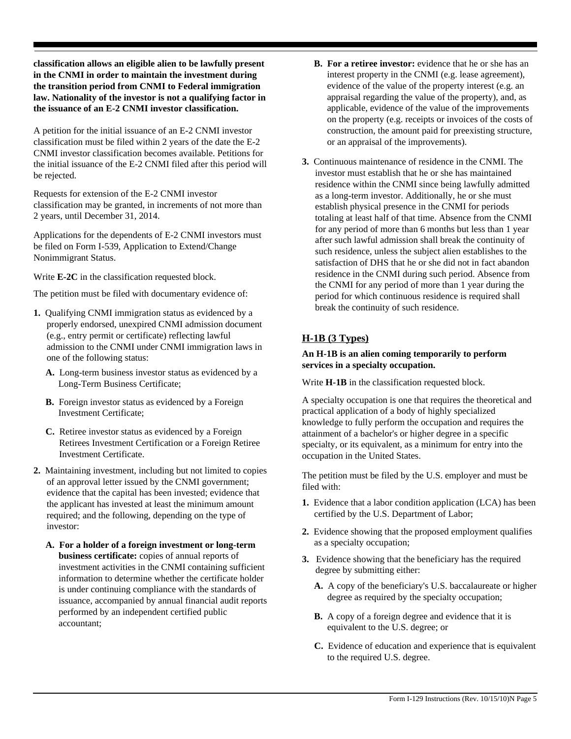**classification allows an eligible alien to be lawfully present in the CNMI in order to maintain the investment during the transition period from CNMI to Federal immigration law. Nationality of the investor is not a qualifying factor in the issuance of an E-2 CNMI investor classification.**

A petition for the initial issuance of an E-2 CNMI investor classification must be filed within 2 years of the date the E-2 CNMI investor classification becomes available. Petitions for the initial issuance of the E-2 CNMI filed after this period will be rejected.

Requests for extension of the E-2 CNMI investor classification may be granted, in increments of not more than 2 years, until December 31, 2014.

Applications for the dependents of E-2 CNMI investors must be filed on Form I-539, Application to Extend/Change Nonimmigrant Status.

Write **E-2C** in the classification requested block.

The petition must be filed with documentary evidence of:

**1.** Qualifying CNMI immigration status as evidenced by a properly endorsed, unexpired CNMI admission document (e.g., entry permit or certificate) reflecting lawful admission to the CNMI under CNMI immigration laws in one of the following status:

   **A.** Long-term business investor status as evidenced by a Long-Term Business Certificate;

   **B.** Foreign investor status as evidenced by a Foreign Investment Certificate;

   **C.** Retiree investor status as evidenced by a Foreign Retirees Investment Certification or a Foreign Retiree Investment Certificate.

**2.** Maintaining investment, including but not limited to copies of an approval letter issued by the CNMI government; evidence that the capital has been invested; evidence that the applicant has invested at least the minimum amount required; and the following, depending on the type of investor:

   **A. For a holder of a foreign investment or long-term business certificate:** copies of annual reports of investment activities in the CNMI containing sufficient information to determine whether the certificate holder is under continuing compliance with the standards of issuance, accompanied by annual financial audit reports performed by an independent certified public accountant;

   **B. For a retiree investor:** evidence that he or she has an interest property in the CNMI (e.g. lease agreement), evidence of the value of the property interest (e.g. an appraisal regarding the value of the property), and, as applicable, evidence of the value of the improvements on the property (e.g. receipts or invoices of the costs of construction, the amount paid for preexisting structure, or an appraisal of the improvements).

**3.** Continuous maintenance of residence in the CNMI. The investor must establish that he or she has maintained residence within the CNMI since being lawfully admitted as a long-term investor. Additionally, he or she must establish physical presence in the CNMI for periods totaling at least half of that time. Absence from the CNMI for any period of more than 6 months but less than 1 year after such lawful admission shall break the continuity of such residence, unless the subject alien establishes to the satisfaction of DHS that he or she did not in fact abandon residence in the CNMI during such period. Absence from the CNMI for any period of more than 1 year during the period for which continuous residence is required shall break the continuity of such residence.

## H-1B (3 Types)

**An H-1B is an alien coming temporarily to perform services in a specialty occupation.**

Write **H-1B** in the classification requested block.

A specialty occupation is one that requires the theoretical and practical application of a body of highly specialized knowledge to fully perform the occupation and requires the attainment of a bachelor's or higher degree in a specific specialty, or its equivalent, as a minimum for entry into the occupation in the United States.

The petition must be filed by the U.S. employer and must be filed with:

**1.** Evidence that a labor condition application (LCA) has been certified by the U.S. Department of Labor;

**2.** Evidence showing that the proposed employment qualifies as a specialty occupation;

**3.** Evidence showing that the beneficiary has the required degree by submitting either:

   **A.** A copy of the beneficiary's U.S. baccalaureate or higher degree as required by the specialty occupation;

   **B.** A copy of a foreign degree and evidence that it is equivalent to the U.S. degree; or

   **C.** Evidence of education and experience that is equivalent to the required U.S. degree.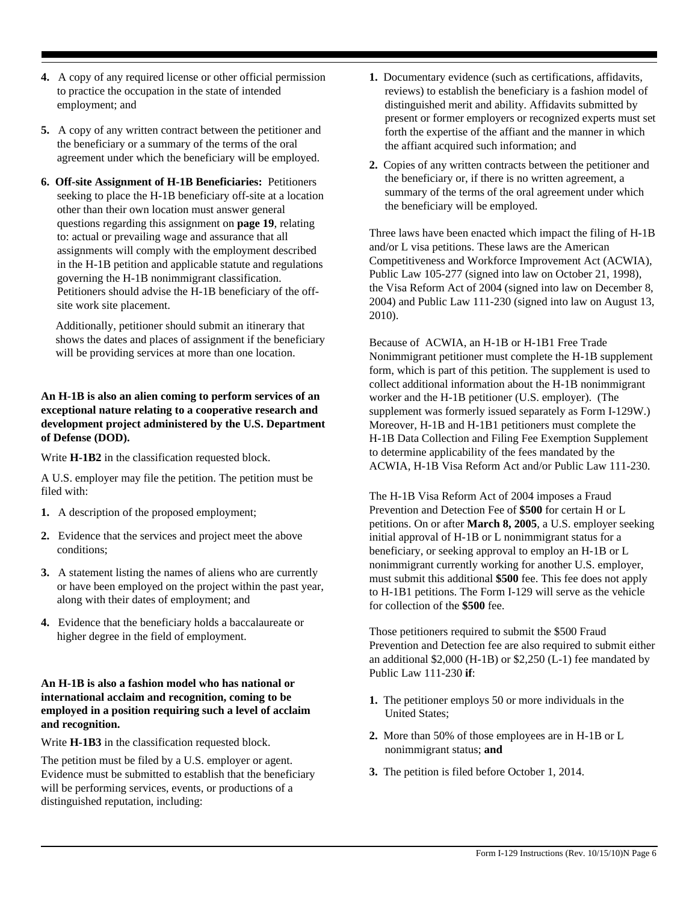4. A copy of any required license or other official permission to practice the occupation in the state of intended employment; and

5. A copy of any written contract between the petitioner and the beneficiary or a summary of the terms of the oral agreement under which the beneficiary will be employed.

6. **Off-site Assignment of H-1B Beneficiaries:** Petitioners seeking to place the H-1B beneficiary off-site at a location other than their own location must answer general questions regarding this assignment on **page 19**, relating to: actual or prevailing wage and assurance that all assignments will comply with the employment described in the H-1B petition and applicable statute and regulations governing the H-1B nonimmigrant classification. Petitioners should advise the H-1B beneficiary of the off-site work site placement.

   Additionally, petitioner should submit an itinerary that shows the dates and places of assignment if the beneficiary will be providing services at more than one location.

**An H-1B is also an alien coming to perform services of an exceptional nature relating to a cooperative research and development project administered by the U.S. Department of Defense (DOD).**

Write **H-1B2** in the classification requested block.

A U.S. employer may file the petition. The petition must be filed with:

1. A description of the proposed employment;

2. Evidence that the services and project meet the above conditions;

3. A statement listing the names of aliens who are currently or have been employed on the project within the past year, along with their dates of employment; and

4. Evidence that the beneficiary holds a baccalaureate or higher degree in the field of employment.

**An H-1B is also a fashion model who has national or international acclaim and recognition, coming to be employed in a position requiring such a level of acclaim and recognition.**

Write **H-1B3** in the classification requested block.

The petition must be filed by a U.S. employer or agent. Evidence must be submitted to establish that the beneficiary will be performing services, events, or productions of a distinguished reputation, including:

1. Documentary evidence (such as certifications, affidavits, reviews) to establish the beneficiary is a fashion model of distinguished merit and ability. Affidavits submitted by present or former employers or recognized experts must set forth the expertise of the affiant and the manner in which the affiant acquired such information; and

2. Copies of any written contracts between the petitioner and the beneficiary or, if there is no written agreement, a summary of the terms of the oral agreement under which the beneficiary will be employed.

Three laws have been enacted which impact the filing of H-1B and/or L visa petitions. These laws are the American Competitiveness and Workforce Improvement Act (ACWIA), Public Law 105-277 (signed into law on October 21, 1998), the Visa Reform Act of 2004 (signed into law on December 8, 2004) and Public Law 111-230 (signed into law on August 13, 2010).

Because of ACWIA, an H-1B or H-1B1 Free Trade Nonimmigrant petitioner must complete the H-1B supplement form, which is part of this petition. The supplement is used to collect additional information about the H-1B nonimmigrant worker and the H-1B petitioner (U.S. employer). (The supplement was formerly issued separately as Form I-129W.) Moreover, H-1B and H-1B1 petitioners must complete the H-1B Data Collection and Filing Fee Exemption Supplement to determine applicability of the fees mandated by the ACWIA, H-1B Visa Reform Act and/or Public Law 111-230.

The H-1B Visa Reform Act of 2004 imposes a Fraud Prevention and Detection Fee of **$500** for certain H or L petitions. On or after **March 8, 2005**, a U.S. employer seeking initial approval of H-1B or L nonimmigrant status for a beneficiary, or seeking approval to employ an H-1B or L nonimmigrant currently working for another U.S. employer, must submit this additional **$500** fee. This fee does not apply to H-1B1 petitions. The Form I-129 will serve as the vehicle for collection of the **$500** fee.

Those petitioners required to submit the $500 Fraud Prevention and Detection fee are also required to submit either an additional $2,000 (H-1B) or $2,250 (L-1) fee mandated by Public Law 111-230 **if**:

1. The petitioner employs 50 or more individuals in the United States;

2. More than 50% of those employees are in H-1B or L nonimmigrant status; **and**

3. The petition is filed before October 1, 2014.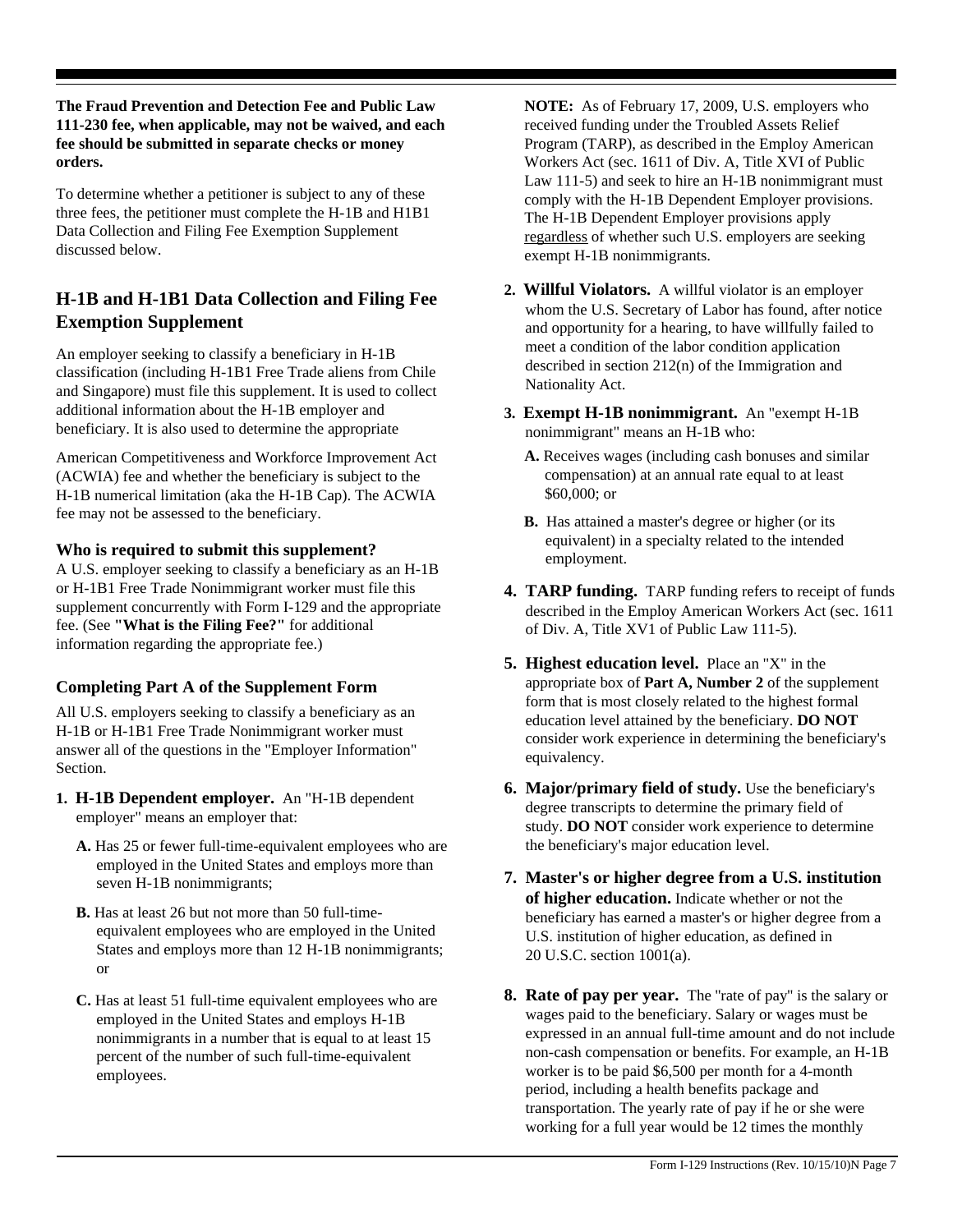**The Fraud Prevention and Detection Fee and Public Law 111-230 fee, when applicable, may not be waived, and each fee should be submitted in separate checks or money orders.**

To determine whether a petitioner is subject to any of these three fees, the petitioner must complete the H-1B and H1B1 Data Collection and Filing Fee Exemption Supplement discussed below.

## H-1B and H-1B1 Data Collection and Filing Fee Exemption Supplement

An employer seeking to classify a beneficiary in H-1B classification (including H-1B1 Free Trade aliens from Chile and Singapore) must file this supplement. It is used to collect additional information about the H-1B employer and beneficiary. It is also used to determine the appropriate

American Competitiveness and Workforce Improvement Act (ACWIA) fee and whether the beneficiary is subject to the H-1B numerical limitation (aka the H-1B Cap). The ACWIA fee may not be assessed to the beneficiary.

### Who is required to submit this supplement?

A U.S. employer seeking to classify a beneficiary as an H-1B or H-1B1 Free Trade Nonimmigrant worker must file this supplement concurrently with Form I-129 and the appropriate fee. (See **"What is the Filing Fee?"** for additional information regarding the appropriate fee.)

### Completing Part A of the Supplement Form

All U.S. employers seeking to classify a beneficiary as an H-1B or H-1B1 Free Trade Nonimmigrant worker must answer all of the questions in the "Employer Information" Section.

**1. H-1B Dependent employer.** An "H-1B dependent employer" means an employer that:

**A.** Has 25 or fewer full-time-equivalent employees who are employed in the United States and employs more than seven H-1B nonimmigrants;

**B.** Has at least 26 but not more than 50 full-time-equivalent employees who are employed in the United States and employs more than 12 H-1B nonimmigrants; or

**C.** Has at least 51 full-time equivalent employees who are employed in the United States and employs H-1B nonimmigrants in a number that is equal to at least 15 percent of the number of such full-time-equivalent employees.

**NOTE:** As of February 17, 2009, U.S. employers who received funding under the Troubled Assets Relief Program (TARP), as described in the Employ American Workers Act (sec. 1611 of Div. A, Title XVI of Public Law 111-5) and seek to hire an H-1B nonimmigrant must comply with the H-1B Dependent Employer provisions. The H-1B Dependent Employer provisions apply regardless of whether such U.S. employers are seeking exempt H-1B nonimmigrants.

**2. Willful Violators.** A willful violator is an employer whom the U.S. Secretary of Labor has found, after notice and opportunity for a hearing, to have willfully failed to meet a condition of the labor condition application described in section 212(n) of the Immigration and Nationality Act.

**3. Exempt H-1B nonimmigrant.** An "exempt H-1B nonimmigrant" means an H-1B who:

**A.** Receives wages (including cash bonuses and similar compensation) at an annual rate equal to at least $60,000; or

**B.** Has attained a master's degree or higher (or its equivalent) in a specialty related to the intended employment.

**4. TARP funding.** TARP funding refers to receipt of funds described in the Employ American Workers Act (sec. 1611 of Div. A, Title XV1 of Public Law 111-5).

**5. Highest education level.** Place an "X" in the appropriate box of **Part A, Number 2** of the supplement form that is most closely related to the highest formal education level attained by the beneficiary. **DO NOT** consider work experience in determining the beneficiary's equivalency.

**6. Major/primary field of study.** Use the beneficiary's degree transcripts to determine the primary field of study. **DO NOT** consider work experience to determine the beneficiary's major education level.

**7. Master's or higher degree from a U.S. institution of higher education.** Indicate whether or not the beneficiary has earned a master's or higher degree from a U.S. institution of higher education, as defined in 20 U.S.C. section 1001(a).

**8. Rate of pay per year.** The "rate of pay" is the salary or wages paid to the beneficiary. Salary or wages must be expressed in an annual full-time amount and do not include non-cash compensation or benefits. For example, an H-1B worker is to be paid $6,500 per month for a 4-month period, including a health benefits package and transportation. The yearly rate of pay if he or she were working for a full year would be 12 times the monthly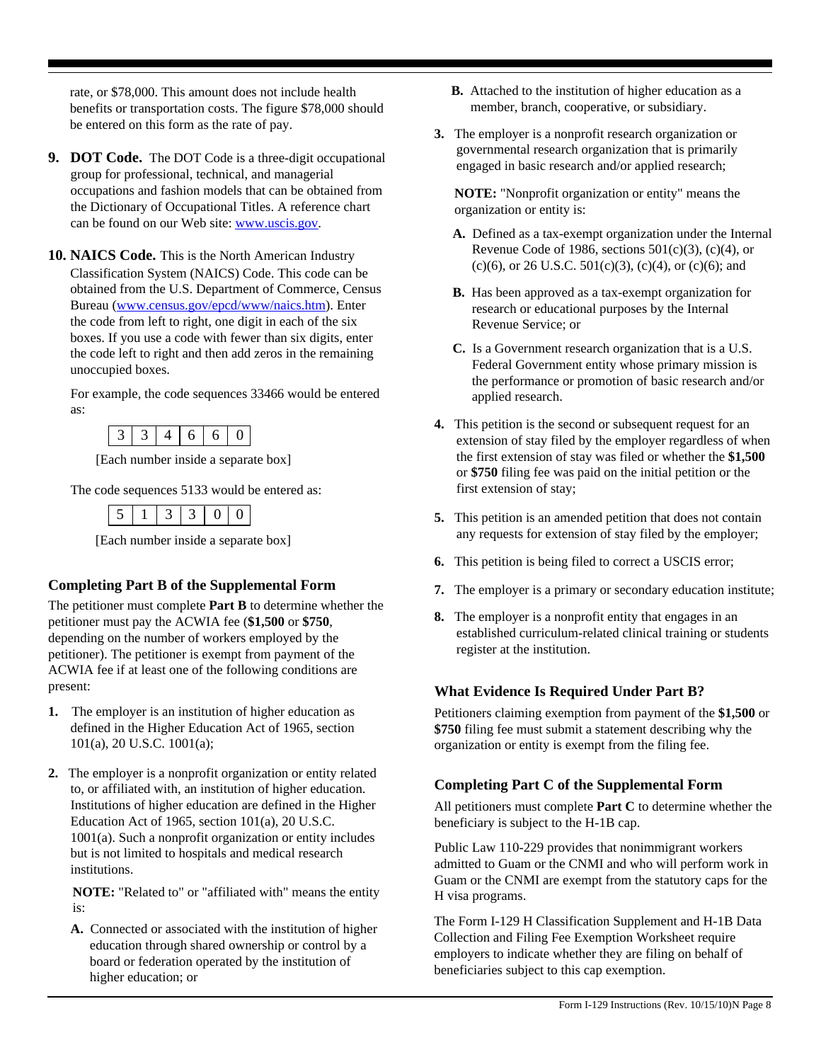rate, or $78,000. This amount does not include health benefits or transportation costs. The figure $78,000 should be entered on this form as the rate of pay.

**9. DOT Code.** The DOT Code is a three-digit occupational group for professional, technical, and managerial occupations and fashion models that can be obtained from the Dictionary of Occupational Titles. A reference chart can be found on our Web site: www.uscis.gov.

**10. NAICS Code.** This is the North American Industry Classification System (NAICS) Code. This code can be obtained from the U.S. Department of Commerce, Census Bureau (www.census.gov/epcd/www/naics.htm). Enter the code from left to right, one digit in each of the six boxes. If you use a code with fewer than six digits, enter the code left to right and then add zeros in the remaining unoccupied boxes.

For example, the code sequences 33466 would be entered as:

| 3 | 3 | 4 | 6 | 6 | 0 |
|---|---|---|---|---|---|

[Each number inside a separate box]

The code sequences 5133 would be entered as:

| 5 | 1 | 3 | 3 | 0 | 0 |
|---|---|---|---|---|---|

[Each number inside a separate box]

### Completing Part B of the Supplemental Form

The petitioner must complete **Part B** to determine whether the petitioner must pay the ACWIA fee (**$1,500** or **$750**, depending on the number of workers employed by the petitioner). The petitioner is exempt from payment of the ACWIA fee if at least one of the following conditions are present:

**1.** The employer is an institution of higher education as defined in the Higher Education Act of 1965, section 101(a), 20 U.S.C. 1001(a);

**2.** The employer is a nonprofit organization or entity related to, or affiliated with, an institution of higher education. Institutions of higher education are defined in the Higher Education Act of 1965, section 101(a), 20 U.S.C. 1001(a). Such a nonprofit organization or entity includes but is not limited to hospitals and medical research institutions.

**NOTE:** "Related to" or "affiliated with" means the entity is:

**A.** Connected or associated with the institution of higher education through shared ownership or control by a board or federation operated by the institution of higher education; or

**B.** Attached to the institution of higher education as a member, branch, cooperative, or subsidiary.

**3.** The employer is a nonprofit research organization or governmental research organization that is primarily engaged in basic research and/or applied research;

**NOTE:** "Nonprofit organization or entity" means the organization or entity is:

**A.** Defined as a tax-exempt organization under the Internal Revenue Code of 1986, sections 501(c)(3), (c)(4), or (c)(6), or 26 U.S.C. 501(c)(3), (c)(4), or (c)(6); and

**B.** Has been approved as a tax-exempt organization for research or educational purposes by the Internal Revenue Service; or

**C.** Is a Government research organization that is a U.S. Federal Government entity whose primary mission is the performance or promotion of basic research and/or applied research.

**4.** This petition is the second or subsequent request for an extension of stay filed by the employer regardless of when the first extension of stay was filed or whether the **$1,500** or **$750** filing fee was paid on the initial petition or the first extension of stay;

**5.** This petition is an amended petition that does not contain any requests for extension of stay filed by the employer;

**6.** This petition is being filed to correct a USCIS error;

**7.** The employer is a primary or secondary education institute;

**8.** The employer is a nonprofit entity that engages in an established curriculum-related clinical training or students register at the institution.

### What Evidence Is Required Under Part B?

Petitioners claiming exemption from payment of the **$1,500** or **$750** filing fee must submit a statement describing why the organization or entity is exempt from the filing fee.

### Completing Part C of the Supplemental Form

All petitioners must complete **Part C** to determine whether the beneficiary is subject to the H-1B cap.

Public Law 110-229 provides that nonimmigrant workers admitted to Guam or the CNMI and who will perform work in Guam or the CNMI are exempt from the statutory caps for the H visa programs.

The Form I-129 H Classification Supplement and H-1B Data Collection and Filing Fee Exemption Worksheet require employers to indicate whether they are filing on behalf of beneficiaries subject to this cap exemption.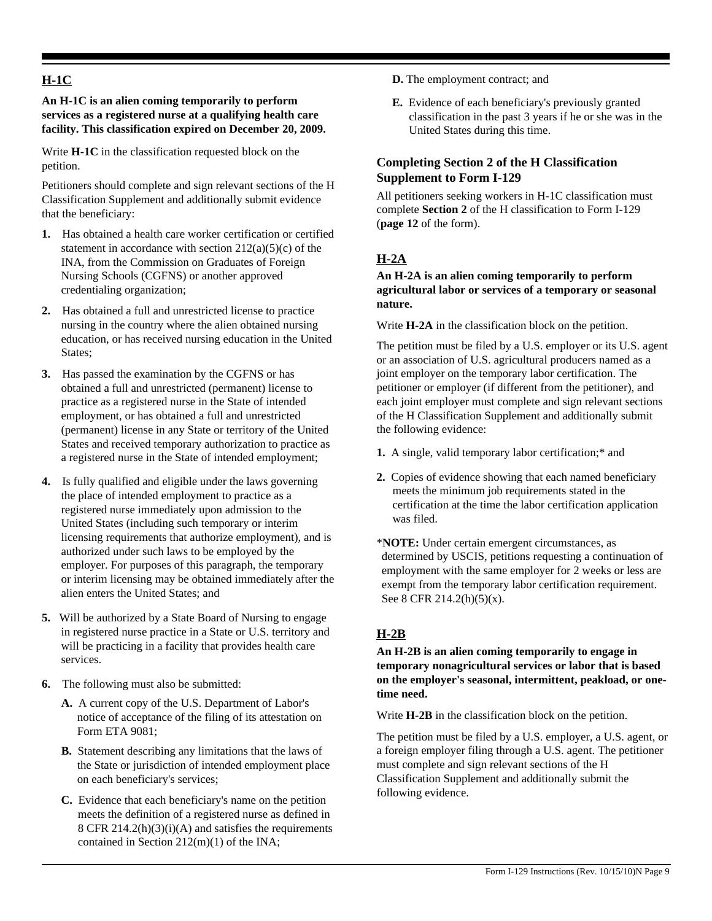## H-1C

**An H-1C is an alien coming temporarily to perform services as a registered nurse at a qualifying health care facility. This classification expired on December 20, 2009.**

Write **H-1C** in the classification requested block on the petition.

Petitioners should complete and sign relevant sections of the H Classification Supplement and additionally submit evidence that the beneficiary:

1. Has obtained a health care worker certification or certified statement in accordance with section 212(a)(5)(c) of the INA, from the Commission on Graduates of Foreign Nursing Schools (CGFNS) or another approved credentialing organization;
2. Has obtained a full and unrestricted license to practice nursing in the country where the alien obtained nursing education, or has received nursing education in the United States;
3. Has passed the examination by the CGFNS or has obtained a full and unrestricted (permanent) license to practice as a registered nurse in the State of intended employment, or has obtained a full and unrestricted (permanent) license in any State or territory of the United States and received temporary authorization to practice as a registered nurse in the State of intended employment;
4. Is fully qualified and eligible under the laws governing the place of intended employment to practice as a registered nurse immediately upon admission to the United States (including such temporary or interim licensing requirements that authorize employment), and is authorized under such laws to be employed by the employer. For purposes of this paragraph, the temporary or interim licensing may be obtained immediately after the alien enters the United States; and
5. Will be authorized by a State Board of Nursing to engage in registered nurse practice in a State or U.S. territory and will be practicing in a facility that provides health care services.
6. The following must also be submitted:
   - **A.** A current copy of the U.S. Department of Labor's notice of acceptance of the filing of its attestation on Form ETA 9081;
   - **B.** Statement describing any limitations that the laws of the State or jurisdiction of intended employment place on each beneficiary's services;
   - **C.** Evidence that each beneficiary's name on the petition meets the definition of a registered nurse as defined in 8 CFR 214.2(h)(3)(i)(A) and satisfies the requirements contained in Section 212(m)(1) of the INA;
   - **D.** The employment contract; and
   - **E.** Evidence of each beneficiary's previously granted classification in the past 3 years if he or she was in the United States during this time.

### Completing Section 2 of the H Classification Supplement to Form I-129

All petitioners seeking workers in H-1C classification must complete **Section 2** of the H classification to Form I-129 (**page 12** of the form).

## H-2A

**An H-2A is an alien coming temporarily to perform agricultural labor or services of a temporary or seasonal nature.**

Write **H-2A** in the classification block on the petition.

The petition must be filed by a U.S. employer or its U.S. agent or an association of U.S. agricultural producers named as a joint employer on the temporary labor certification. The petitioner or employer (if different from the petitioner), and each joint employer must complete and sign relevant sections of the H Classification Supplement and additionally submit the following evidence:

1. A single, valid temporary labor certification;* and
2. Copies of evidence showing that each named beneficiary meets the minimum job requirements stated in the certification at the time the labor certification application was filed.

\***NOTE:** Under certain emergent circumstances, as determined by USCIS, petitions requesting a continuation of employment with the same employer for 2 weeks or less are exempt from the temporary labor certification requirement. See 8 CFR 214.2(h)(5)(x).

## H-2B

**An H-2B is an alien coming temporarily to engage in temporary nonagricultural services or labor that is based on the employer's seasonal, intermittent, peakload, or one-time need.**

Write **H-2B** in the classification block on the petition.

The petition must be filed by a U.S. employer, a U.S. agent, or a foreign employer filing through a U.S. agent. The petitioner must complete and sign relevant sections of the H Classification Supplement and additionally submit the following evidence.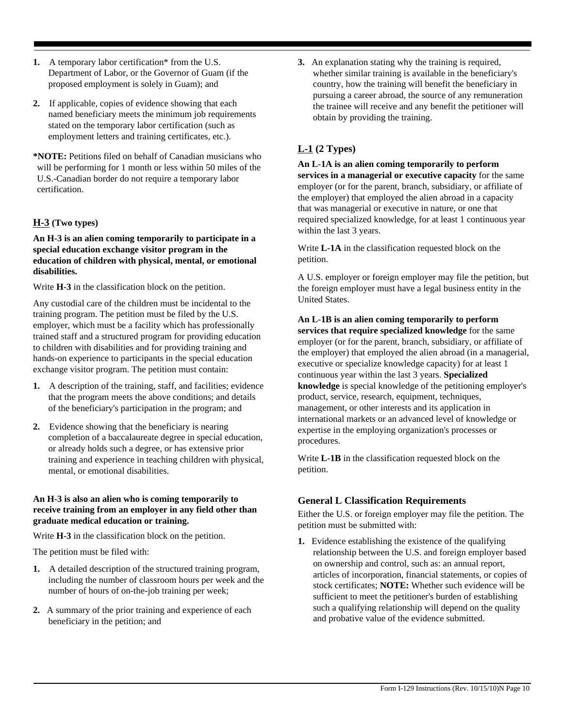1. A temporary labor certification* from the U.S. Department of Labor, or the Governor of Guam (if the proposed employment is solely in Guam); and

2. If applicable, copies of evidence showing that each named beneficiary meets the minimum job requirements stated on the temporary labor certification (such as employment letters and training certificates, etc.).

***NOTE:** Petitions filed on behalf of Canadian musicians who will be performing for 1 month or less within 50 miles of the U.S.-Canadian border do not require a temporary labor certification.

### H-3 (Two types)

**An H-3 is an alien coming temporarily to participate in a special education exchange visitor program in the education of children with physical, mental, or emotional disabilities.**

Write **H-3** in the classification block on the petition.

Any custodial care of the children must be incidental to the training program. The petition must be filed by the U.S. employer, which must be a facility which has professionally trained staff and a structured program for providing education to children with disabilities and for providing training and hands-on experience to participants in the special education exchange visitor program. The petition must contain:

1. A description of the training, staff, and facilities; evidence that the program meets the above conditions; and details of the beneficiary's participation in the program; and

2. Evidence showing that the beneficiary is nearing completion of a baccalaureate degree in special education, or already holds such a degree, or has extensive prior training and experience in teaching children with physical, mental, or emotional disabilities.

**An H-3 is also an alien who is coming temporarily to receive training from an employer in any field other than graduate medical education or training.**

Write **H-3** in the classification block on the petition.

The petition must be filed with:

1. A detailed description of the structured training program, including the number of classroom hours per week and the number of hours of on-the-job training per week;

2. A summary of the prior training and experience of each beneficiary in the petition; and

3. An explanation stating why the training is required, whether similar training is available in the beneficiary's country, how the training will benefit the beneficiary in pursuing a career abroad, the source of any remuneration the trainee will receive and any benefit the petitioner will obtain by providing the training.

### L-1 (2 Types)

**An L-1A is an alien coming temporarily to perform services in a managerial or executive capacity** for the same employer (or for the parent, branch, subsidiary, or affiliate of the employer) that employed the alien abroad in a capacity that was managerial or executive in nature, or one that required specialized knowledge, for at least 1 continuous year within the last 3 years.

Write **L-1A** in the classification requested block on the petition.

A U.S. employer or foreign employer may file the petition, but the foreign employer must have a legal business entity in the United States.

**An L-1B is an alien coming temporarily to perform services that require specialized knowledge** for the same employer (or for the parent, branch, subsidiary, or affiliate of the employer) that employed the alien abroad (in a managerial, executive or specialize knowledge capacity) for at least 1 continuous year within the last 3 years. **Specialized knowledge** is special knowledge of the petitioning employer's product, service, research, equipment, techniques, management, or other interests and its application in international markets or an advanced level of knowledge or expertise in the employing organization's processes or procedures.

Write **L-1B** in the classification requested block on the petition.

### General L Classification Requirements

Either the U.S. or foreign employer may file the petition. The petition must be submitted with:

1. Evidence establishing the existence of the qualifying relationship between the U.S. and foreign employer based on ownership and control, such as: an annual report, articles of incorporation, financial statements, or copies of stock certificates; **NOTE:** Whether such evidence will be sufficient to meet the petitioner's burden of establishing such a qualifying relationship will depend on the quality and probative value of the evidence submitted.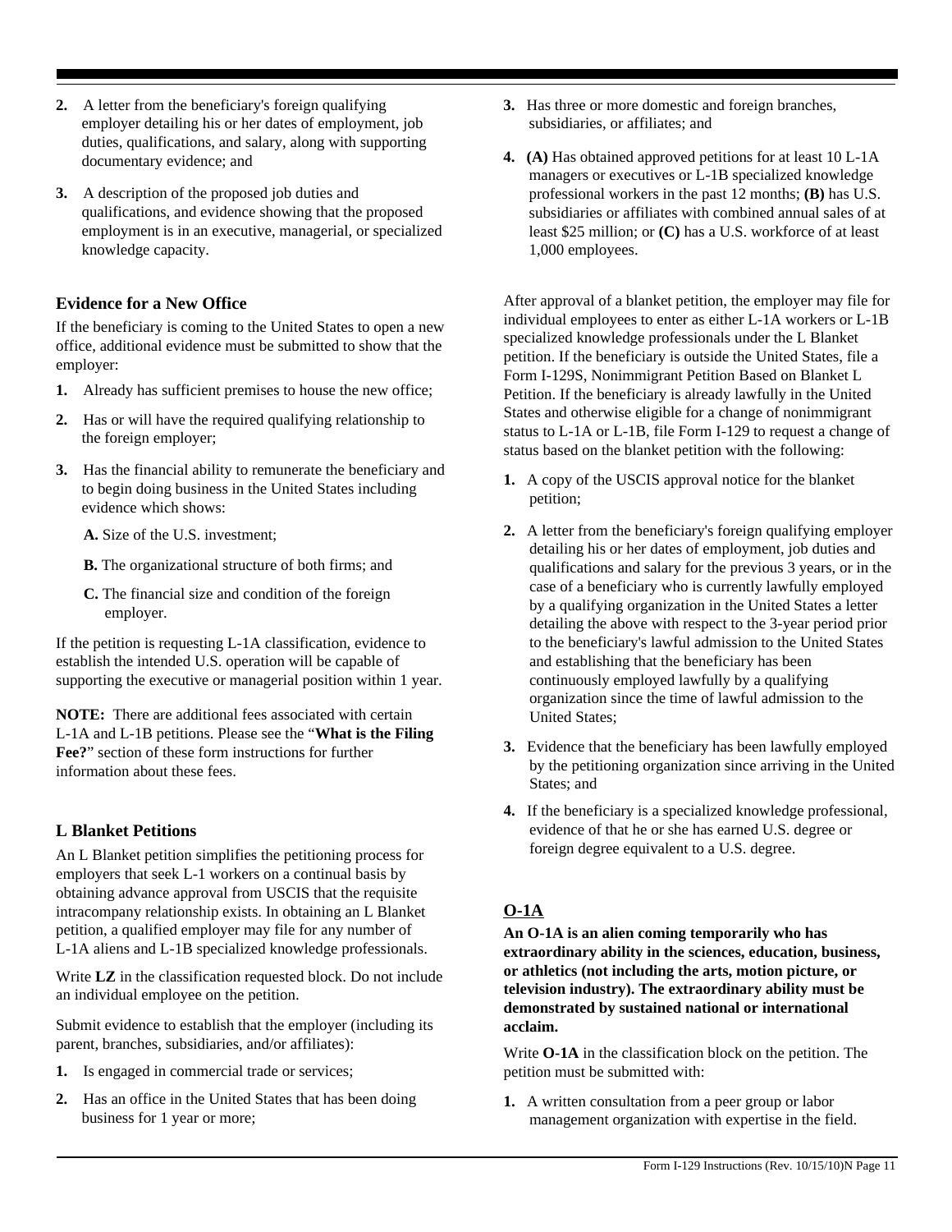2. A letter from the beneficiary's foreign qualifying employer detailing his or her dates of employment, job duties, qualifications, and salary, along with supporting documentary evidence; and

3. A description of the proposed job duties and qualifications, and evidence showing that the proposed employment is in an executive, managerial, or specialized knowledge capacity.

### Evidence for a New Office

If the beneficiary is coming to the United States to open a new office, additional evidence must be submitted to show that the employer:

1. Already has sufficient premises to house the new office;

2. Has or will have the required qualifying relationship to the foreign employer;

3. Has the financial ability to remunerate the beneficiary and to begin doing business in the United States including evidence which shows:

   **A.** Size of the U.S. investment;

   **B.** The organizational structure of both firms; and

   **C.** The financial size and condition of the foreign employer.

If the petition is requesting L-1A classification, evidence to establish the intended U.S. operation will be capable of supporting the executive or managerial position within 1 year.

**NOTE:** There are additional fees associated with certain L-1A and L-1B petitions. Please see the "**What is the Filing Fee?**" section of these form instructions for further information about these fees.

### L Blanket Petitions

An L Blanket petition simplifies the petitioning process for employers that seek L-1 workers on a continual basis by obtaining advance approval from USCIS that the requisite intracompany relationship exists. In obtaining an L Blanket petition, a qualified employer may file for any number of L-1A aliens and L-1B specialized knowledge professionals.

Write **LZ** in the classification requested block. Do not include an individual employee on the petition.

Submit evidence to establish that the employer (including its parent, branches, subsidiaries, and/or affiliates):

1. Is engaged in commercial trade or services;

2. Has an office in the United States that has been doing business for 1 year or more;

3. Has three or more domestic and foreign branches, subsidiaries, or affiliates; and

4. **(A)** Has obtained approved petitions for at least 10 L-1A managers or executives or L-1B specialized knowledge professional workers in the past 12 months; **(B)** has U.S. subsidiaries or affiliates with combined annual sales of at least $25 million; or **(C)** has a U.S. workforce of at least 1,000 employees.

After approval of a blanket petition, the employer may file for individual employees to enter as either L-1A workers or L-1B specialized knowledge professionals under the L Blanket petition. If the beneficiary is outside the United States, file a Form I-129S, Nonimmigrant Petition Based on Blanket L Petition. If the beneficiary is already lawfully in the United States and otherwise eligible for a change of nonimmigrant status to L-1A or L-1B, file Form I-129 to request a change of status based on the blanket petition with the following:

1. A copy of the USCIS approval notice for the blanket petition;

2. A letter from the beneficiary's foreign qualifying employer detailing his or her dates of employment, job duties and qualifications and salary for the previous 3 years, or in the case of a beneficiary who is currently lawfully employed by a qualifying organization in the United States a letter detailing the above with respect to the 3-year period prior to the beneficiary's lawful admission to the United States and establishing that the beneficiary has been continuously employed lawfully by a qualifying organization since the time of lawful admission to the United States;

3. Evidence that the beneficiary has been lawfully employed by the petitioning organization since arriving in the United States; and

4. If the beneficiary is a specialized knowledge professional, evidence of that he or she has earned U.S. degree or foreign degree equivalent to a U.S. degree.

## O-1A

**An O-1A is an alien coming temporarily who has extraordinary ability in the sciences, education, business, or athletics (not including the arts, motion picture, or television industry). The extraordinary ability must be demonstrated by sustained national or international acclaim.**

Write **O-1A** in the classification block on the petition. The petition must be submitted with:

1. A written consultation from a peer group or labor management organization with expertise in the field.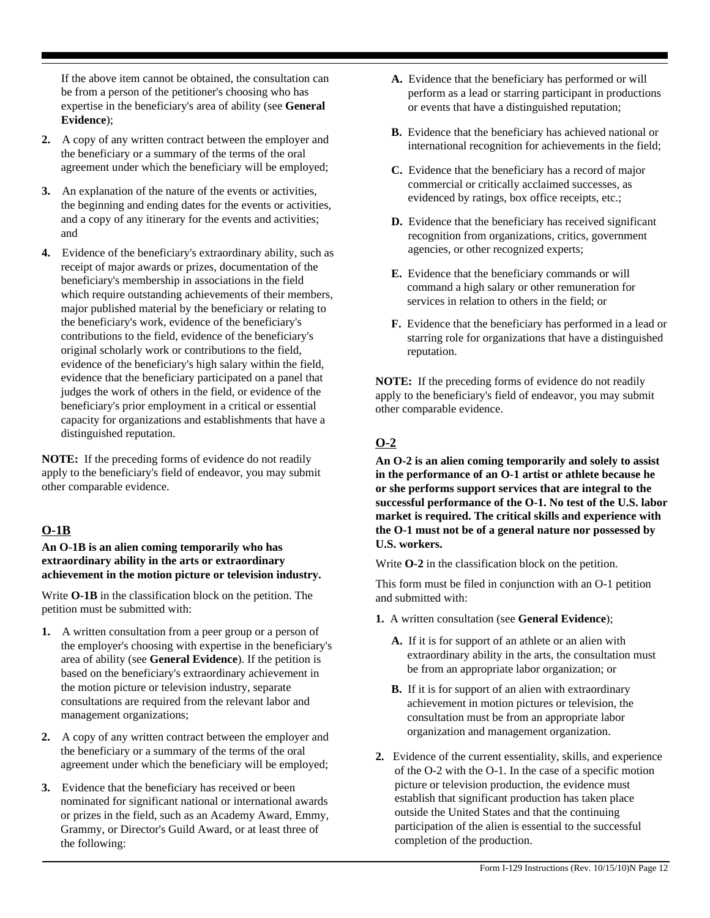If the above item cannot be obtained, the consultation can be from a person of the petitioner's choosing who has expertise in the beneficiary's area of ability (see **General Evidence**);

2. A copy of any written contract between the employer and the beneficiary or a summary of the terms of the oral agreement under which the beneficiary will be employed;

3. An explanation of the nature of the events or activities, the beginning and ending dates for the events or activities, and a copy of any itinerary for the events and activities; and

4. Evidence of the beneficiary's extraordinary ability, such as receipt of major awards or prizes, documentation of the beneficiary's membership in associations in the field which require outstanding achievements of their members, major published material by the beneficiary or relating to the beneficiary's work, evidence of the beneficiary's contributions to the field, evidence of the beneficiary's original scholarly work or contributions to the field, evidence of the beneficiary's high salary within the field, evidence that the beneficiary participated on a panel that judges the work of others in the field, or evidence of the beneficiary's prior employment in a critical or essential capacity for organizations and establishments that have a distinguished reputation.

**NOTE:** If the preceding forms of evidence do not readily apply to the beneficiary's field of endeavor, you may submit other comparable evidence.

## O-1B

**An O-1B is an alien coming temporarily who has extraordinary ability in the arts or extraordinary achievement in the motion picture or television industry.**

Write **O-1B** in the classification block on the petition. The petition must be submitted with:

1. A written consultation from a peer group or a person of the employer's choosing with expertise in the beneficiary's area of ability (see **General Evidence**). If the petition is based on the beneficiary's extraordinary achievement in the motion picture or television industry, separate consultations are required from the relevant labor and management organizations;

2. A copy of any written contract between the employer and the beneficiary or a summary of the terms of the oral agreement under which the beneficiary will be employed;

3. Evidence that the beneficiary has received or been nominated for significant national or international awards or prizes in the field, such as an Academy Award, Emmy, Grammy, or Director's Guild Award, or at least three of the following:

   **A.** Evidence that the beneficiary has performed or will perform as a lead or starring participant in productions or events that have a distinguished reputation;

   **B.** Evidence that the beneficiary has achieved national or international recognition for achievements in the field;

   **C.** Evidence that the beneficiary has a record of major commercial or critically acclaimed successes, as evidenced by ratings, box office receipts, etc.;

   **D.** Evidence that the beneficiary has received significant recognition from organizations, critics, government agencies, or other recognized experts;

   **E.** Evidence that the beneficiary commands or will command a high salary or other remuneration for services in relation to others in the field; or

   **F.** Evidence that the beneficiary has performed in a lead or starring role for organizations that have a distinguished reputation.

**NOTE:** If the preceding forms of evidence do not readily apply to the beneficiary's field of endeavor, you may submit other comparable evidence.

## O-2

**An O-2 is an alien coming temporarily and solely to assist in the performance of an O-1 artist or athlete because he or she performs support services that are integral to the successful performance of the O-1. No test of the U.S. labor market is required. The critical skills and experience with the O-1 must not be of a general nature nor possessed by U.S. workers.**

Write **O-2** in the classification block on the petition.

This form must be filed in conjunction with an O-1 petition and submitted with:

1. A written consultation (see **General Evidence**);

   **A.** If it is for support of an athlete or an alien with extraordinary ability in the arts, the consultation must be from an appropriate labor organization; or

   **B.** If it is for support of an alien with extraordinary achievement in motion pictures or television, the consultation must be from an appropriate labor organization and management organization.

2. Evidence of the current essentiality, skills, and experience of the O-2 with the O-1. In the case of a specific motion picture or television production, the evidence must establish that significant production has taken place outside the United States and that the continuing participation of the alien is essential to the successful completion of the production.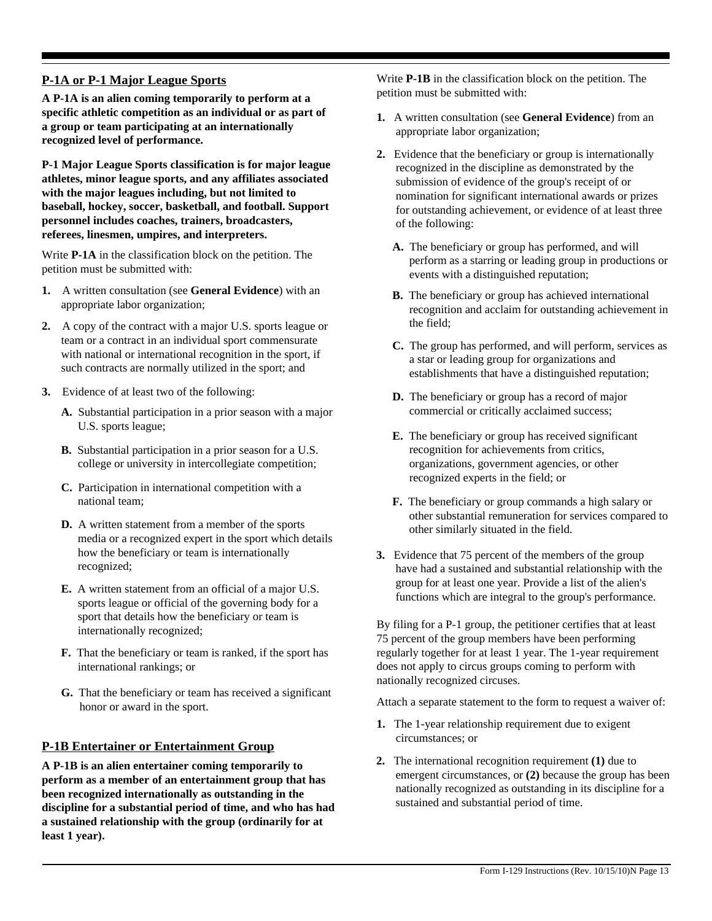## P-1A or P-1 Major League Sports

**A P-1A is an alien coming temporarily to perform at a specific athletic competition as an individual or as part of a group or team participating at an internationally recognized level of performance.**

**P-1 Major League Sports classification is for major league athletes, minor league sports, and any affiliates associated with the major leagues including, but not limited to baseball, hockey, soccer, basketball, and football. Support personnel includes coaches, trainers, broadcasters, referees, linesmen, umpires, and interpreters.**

Write **P-1A** in the classification block on the petition. The petition must be submitted with:

1. A written consultation (see **General Evidence**) with an appropriate labor organization;
2. A copy of the contract with a major U.S. sports league or team or a contract in an individual sport commensurate with national or international recognition in the sport, if such contracts are normally utilized in the sport; and
3. Evidence of at least two of the following:
   - **A.** Substantial participation in a prior season with a major U.S. sports league;
   - **B.** Substantial participation in a prior season for a U.S. college or university in intercollegiate competition;
   - **C.** Participation in international competition with a national team;
   - **D.** A written statement from a member of the sports media or a recognized expert in the sport which details how the beneficiary or team is internationally recognized;
   - **E.** A written statement from an official of a major U.S. sports league or official of the governing body for a sport that details how the beneficiary or team is internationally recognized;
   - **F.** That the beneficiary or team is ranked, if the sport has international rankings; or
   - **G.** That the beneficiary or team has received a significant honor or award in the sport.

## P-1B Entertainer or Entertainment Group

**A P-1B is an alien entertainer coming temporarily to perform as a member of an entertainment group that has been recognized internationally as outstanding in the discipline for a substantial period of time, and who has had a sustained relationship with the group (ordinarily for at least 1 year).**

Write **P-1B** in the classification block on the petition. The petition must be submitted with:

1. A written consultation (see **General Evidence**) from an appropriate labor organization;
2. Evidence that the beneficiary or group is internationally recognized in the discipline as demonstrated by the submission of evidence of the group's receipt of or nomination for significant international awards or prizes for outstanding achievement, or evidence of at least three of the following:
   - **A.** The beneficiary or group has performed, and will perform as a starring or leading group in productions or events with a distinguished reputation;
   - **B.** The beneficiary or group has achieved international recognition and acclaim for outstanding achievement in the field;
   - **C.** The group has performed, and will perform, services as a star or leading group for organizations and establishments that have a distinguished reputation;
   - **D.** The beneficiary or group has a record of major commercial or critically acclaimed success;
   - **E.** The beneficiary or group has received significant recognition for achievements from critics, organizations, government agencies, or other recognized experts in the field; or
   - **F.** The beneficiary or group commands a high salary or other substantial remuneration for services compared to other similarly situated in the field.
3. Evidence that 75 percent of the members of the group have had a sustained and substantial relationship with the group for at least one year. Provide a list of the alien's functions which are integral to the group's performance.

By filing for a P-1 group, the petitioner certifies that at least 75 percent of the group members have been performing regularly together for at least 1 year. The 1-year requirement does not apply to circus groups coming to perform with nationally recognized circuses.

Attach a separate statement to the form to request a waiver of:

1. The 1-year relationship requirement due to exigent circumstances; or
2. The international recognition requirement **(1)** due to emergent circumstances, or **(2)** because the group has been nationally recognized as outstanding in its discipline for a sustained and substantial period of time.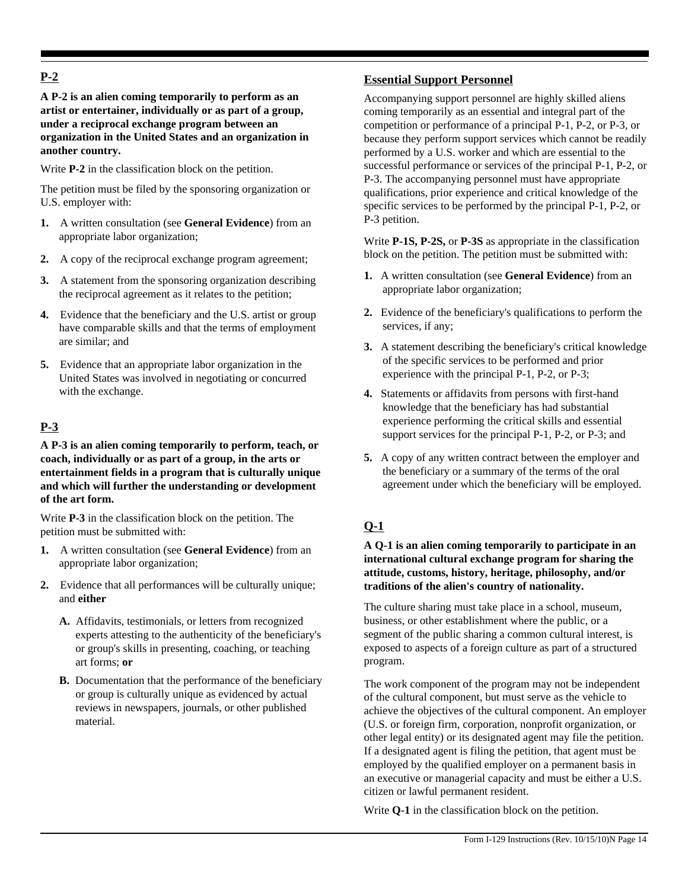## P-2

**A P-2 is an alien coming temporarily to perform as an artist or entertainer, individually or as part of a group, under a reciprocal exchange program between an organization in the United States and an organization in another country.**

Write **P-2** in the classification block on the petition.

The petition must be filed by the sponsoring organization or U.S. employer with:

1. A written consultation (see **General Evidence**) from an appropriate labor organization;
2. A copy of the reciprocal exchange program agreement;
3. A statement from the sponsoring organization describing the reciprocal agreement as it relates to the petition;
4. Evidence that the beneficiary and the U.S. artist or group have comparable skills and that the terms of employment are similar; and
5. Evidence that an appropriate labor organization in the United States was involved in negotiating or concurred with the exchange.

## P-3

**A P-3 is an alien coming temporarily to perform, teach, or coach, individually or as part of a group, in the arts or entertainment fields in a program that is culturally unique and which will further the understanding or development of the art form.**

Write **P-3** in the classification block on the petition. The petition must be submitted with:

1. A written consultation (see **General Evidence**) from an appropriate labor organization;
2. Evidence that all performances will be culturally unique; and **either**
   - **A.** Affidavits, testimonials, or letters from recognized experts attesting to the authenticity of the beneficiary's or group's skills in presenting, coaching, or teaching art forms; **or**
   - **B.** Documentation that the performance of the beneficiary or group is culturally unique as evidenced by actual reviews in newspapers, journals, or other published material.

## Essential Support Personnel

Accompanying support personnel are highly skilled aliens coming temporarily as an essential and integral part of the competition or performance of a principal P-1, P-2, or P-3, or because they perform support services which cannot be readily performed by a U.S. worker and which are essential to the successful performance or services of the principal P-1, P-2, or P-3. The accompanying personnel must have appropriate qualifications, prior experience and critical knowledge of the specific services to be performed by the principal P-1, P-2, or P-3 petition.

Write **P-1S, P-2S,** or **P-3S** as appropriate in the classification block on the petition. The petition must be submitted with:

1. A written consultation (see **General Evidence**) from an appropriate labor organization;
2. Evidence of the beneficiary's qualifications to perform the services, if any;
3. A statement describing the beneficiary's critical knowledge of the specific services to be performed and prior experience with the principal P-1, P-2, or P-3;
4. Statements or affidavits from persons with first-hand knowledge that the beneficiary has had substantial experience performing the critical skills and essential support services for the principal P-1, P-2, or P-3; and
5. A copy of any written contract between the employer and the beneficiary or a summary of the terms of the oral agreement under which the beneficiary will be employed.

## Q-1

**A Q-1 is an alien coming temporarily to participate in an international cultural exchange program for sharing the attitude, customs, history, heritage, philosophy, and/or traditions of the alien's country of nationality.**

The culture sharing must take place in a school, museum, business, or other establishment where the public, or a segment of the public sharing a common cultural interest, is exposed to aspects of a foreign culture as part of a structured program.

The work component of the program may not be independent of the cultural component, but must serve as the vehicle to achieve the objectives of the cultural component. An employer (U.S. or foreign firm, corporation, nonprofit organization, or other legal entity) or its designated agent may file the petition. If a designated agent is filing the petition, that agent must be employed by the qualified employer on a permanent basis in an executive or managerial capacity and must be either a U.S. citizen or lawful permanent resident.

Write **Q-1** in the classification block on the petition.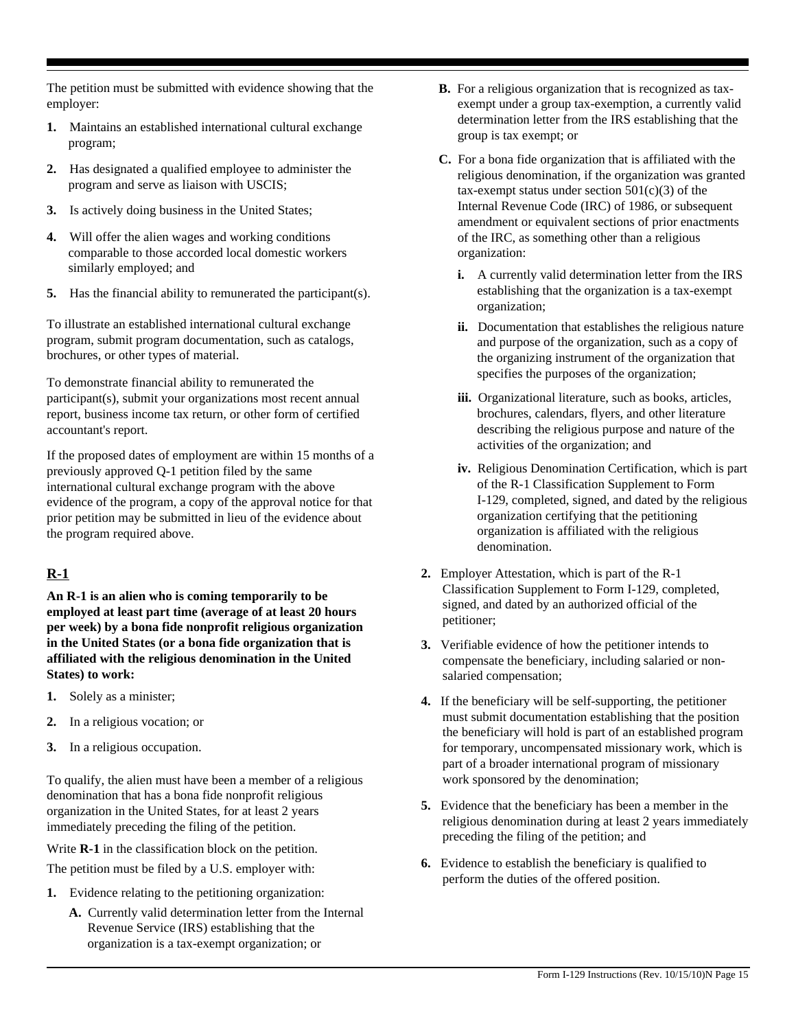The petition must be submitted with evidence showing that the employer:

1. Maintains an established international cultural exchange program;
2. Has designated a qualified employee to administer the program and serve as liaison with USCIS;
3. Is actively doing business in the United States;
4. Will offer the alien wages and working conditions comparable to those accorded local domestic workers similarly employed; and
5. Has the financial ability to remunerated the participant(s).

To illustrate an established international cultural exchange program, submit program documentation, such as catalogs, brochures, or other types of material.

To demonstrate financial ability to remunerated the participant(s), submit your organizations most recent annual report, business income tax return, or other form of certified accountant's report.

If the proposed dates of employment are within 15 months of a previously approved Q-1 petition filed by the same international cultural exchange program with the above evidence of the program, a copy of the approval notice for that prior petition may be submitted in lieu of the evidence about the program required above.

## R-1

**An R-1 is an alien who is coming temporarily to be employed at least part time (average of at least 20 hours per week) by a bona fide nonprofit religious organization in the United States (or a bona fide organization that is affiliated with the religious denomination in the United States) to work:**

1. Solely as a minister;
2. In a religious vocation; or
3. In a religious occupation.

To qualify, the alien must have been a member of a religious denomination that has a bona fide nonprofit religious organization in the United States, for at least 2 years immediately preceding the filing of the petition.

Write **R-1** in the classification block on the petition.

The petition must be filed by a U.S. employer with:

1. Evidence relating to the petitioning organization:
   - **A.** Currently valid determination letter from the Internal Revenue Service (IRS) establishing that the organization is a tax-exempt organization; or
   - **B.** For a religious organization that is recognized as tax-exempt under a group tax-exemption, a currently valid determination letter from the IRS establishing that the group is tax exempt; or
   - **C.** For a bona fide organization that is affiliated with the religious denomination, if the organization was granted tax-exempt status under section 501(c)(3) of the Internal Revenue Code (IRC) of 1986, or subsequent amendment or equivalent sections of prior enactments of the IRC, as something other than a religious organization:
     - **i.** A currently valid determination letter from the IRS establishing that the organization is a tax-exempt organization;
     - **ii.** Documentation that establishes the religious nature and purpose of the organization, such as a copy of the organizing instrument of the organization that specifies the purposes of the organization;
     - **iii.** Organizational literature, such as books, articles, brochures, calendars, flyers, and other literature describing the religious purpose and nature of the activities of the organization; and
     - **iv.** Religious Denomination Certification, which is part of the R-1 Classification Supplement to Form I-129, completed, signed, and dated by the religious organization certifying that the petitioning organization is affiliated with the religious denomination.
2. Employer Attestation, which is part of the R-1 Classification Supplement to Form I-129, completed, signed, and dated by an authorized official of the petitioner;
3. Verifiable evidence of how the petitioner intends to compensate the beneficiary, including salaried or non-salaried compensation;
4. If the beneficiary will be self-supporting, the petitioner must submit documentation establishing that the position the beneficiary will hold is part of an established program for temporary, uncompensated missionary work, which is part of a broader international program of missionary work sponsored by the denomination;
5. Evidence that the beneficiary has been a member in the religious denomination during at least 2 years immediately preceding the filing of the petition; and
6. Evidence to establish the beneficiary is qualified to perform the duties of the offered position.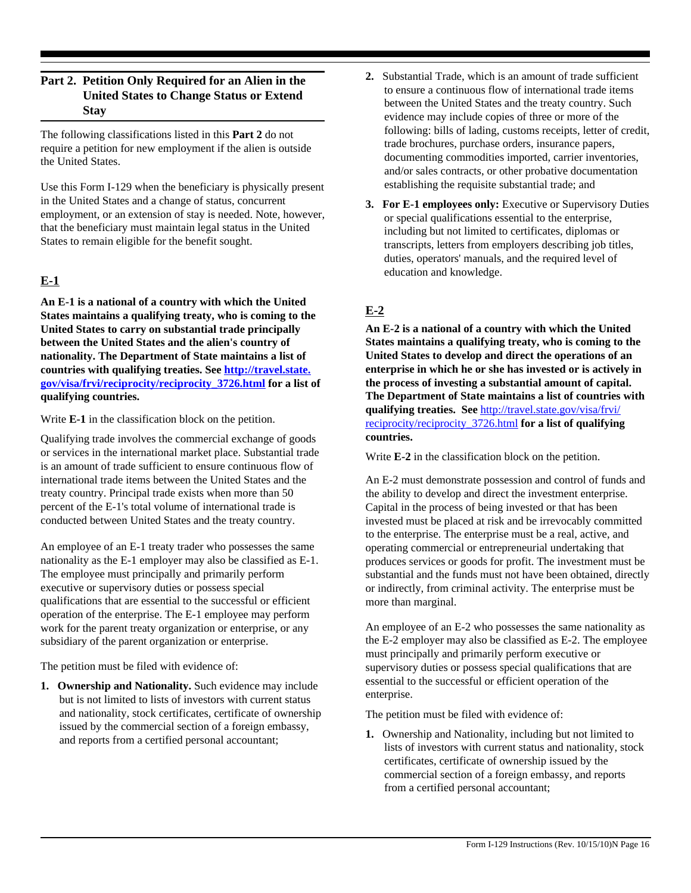## Part 2. Petition Only Required for an Alien in the United States to Change Status or Extend Stay

The following classifications listed in this **Part 2** do not require a petition for new employment if the alien is outside the United States.

Use this Form I-129 when the beneficiary is physically present in the United States and a change of status, concurrent employment, or an extension of stay is needed. Note, however, that the beneficiary must maintain legal status in the United States to remain eligible for the benefit sought.

### E-1

**An E-1 is a national of a country with which the United States maintains a qualifying treaty, who is coming to the United States to carry on substantial trade principally between the United States and the alien's country of nationality. The Department of State maintains a list of countries with qualifying treaties. See [http://travel.state.gov/visa/frvi/reciprocity/reciprocity_3726.html](http://travel.state.gov/visa/frvi/reciprocity/reciprocity_3726.html) for a list of qualifying countries.**

Write **E-1** in the classification block on the petition.

Qualifying trade involves the commercial exchange of goods or services in the international market place. Substantial trade is an amount of trade sufficient to ensure continuous flow of international trade items between the United States and the treaty country. Principal trade exists when more than 50 percent of the E-1's total volume of international trade is conducted between United States and the treaty country.

An employee of an E-1 treaty trader who possesses the same nationality as the E-1 employer may also be classified as E-1. The employee must principally and primarily perform executive or supervisory duties or possess special qualifications that are essential to the successful or efficient operation of the enterprise. The E-1 employee may perform work for the parent treaty organization or enterprise, or any subsidiary of the parent organization or enterprise.

The petition must be filed with evidence of:

1. **Ownership and Nationality.** Such evidence may include but is not limited to lists of investors with current status and nationality, stock certificates, certificate of ownership issued by the commercial section of a foreign embassy, and reports from a certified personal accountant;
2. Substantial Trade, which is an amount of trade sufficient to ensure a continuous flow of international trade items between the United States and the treaty country. Such evidence may include copies of three or more of the following: bills of lading, customs receipts, letter of credit, trade brochures, purchase orders, insurance papers, documenting commodities imported, carrier inventories, and/or sales contracts, or other probative documentation establishing the requisite substantial trade; and
3. **For E-1 employees only:** Executive or Supervisory Duties or special qualifications essential to the enterprise, including but not limited to certificates, diplomas or transcripts, letters from employers describing job titles, duties, operators' manuals, and the required level of education and knowledge.

### E-2

**An E-2 is a national of a country with which the United States maintains a qualifying treaty, who is coming to the United States to develop and direct the operations of an enterprise in which he or she has invested or is actively in the process of investing a substantial amount of capital. The Department of State maintains a list of countries with qualifying treaties. See** [http://travel.state.gov/visa/frvi/reciprocity/reciprocity_3726.html](http://travel.state.gov/visa/frvi/reciprocity/reciprocity_3726.html) **for a list of qualifying countries.**

Write **E-2** in the classification block on the petition.

An E-2 must demonstrate possession and control of funds and the ability to develop and direct the investment enterprise. Capital in the process of being invested or that has been invested must be placed at risk and be irrevocably committed to the enterprise. The enterprise must be a real, active, and operating commercial or entrepreneurial undertaking that produces services or goods for profit. The investment must be substantial and the funds must not have been obtained, directly or indirectly, from criminal activity. The enterprise must be more than marginal.

An employee of an E-2 who possesses the same nationality as the E-2 employer may also be classified as E-2. The employee must principally and primarily perform executive or supervisory duties or possess special qualifications that are essential to the successful or efficient operation of the enterprise.

The petition must be filed with evidence of:

1. Ownership and Nationality, including but not limited to lists of investors with current status and nationality, stock certificates, certificate of ownership issued by the commercial section of a foreign embassy, and reports from a certified personal accountant;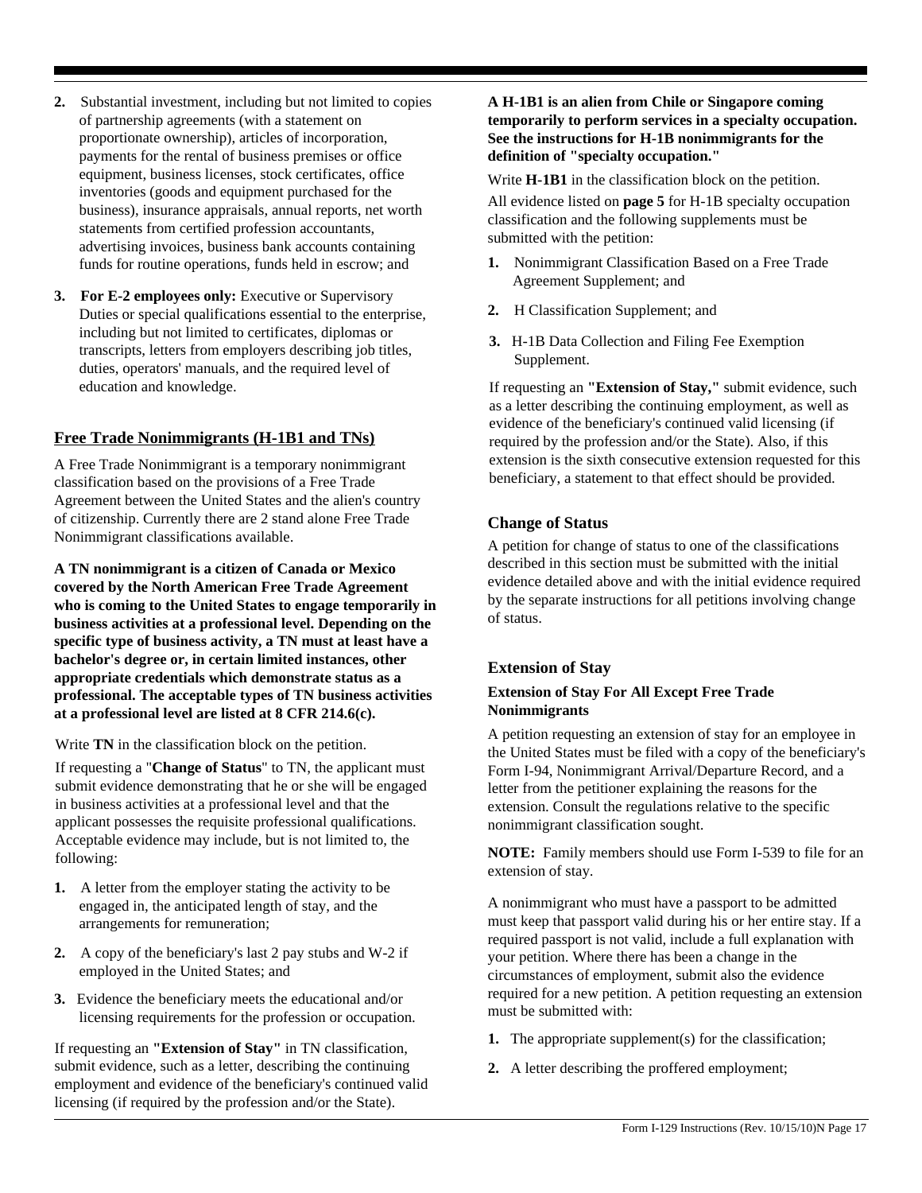2. Substantial investment, including but not limited to copies of partnership agreements (with a statement on proportionate ownership), articles of incorporation, payments for the rental of business premises or office equipment, business licenses, stock certificates, office inventories (goods and equipment purchased for the business), insurance appraisals, annual reports, net worth statements from certified profession accountants, advertising invoices, business bank accounts containing funds for routine operations, funds held in escrow; and

3. **For E-2 employees only:** Executive or Supervisory Duties or special qualifications essential to the enterprise, including but not limited to certificates, diplomas or transcripts, letters from employers describing job titles, duties, operators' manuals, and the required level of education and knowledge.

## Free Trade Nonimmigrants (H-1B1 and TNs)

A Free Trade Nonimmigrant is a temporary nonimmigrant classification based on the provisions of a Free Trade Agreement between the United States and the alien's country of citizenship. Currently there are 2 stand alone Free Trade Nonimmigrant classifications available.

**A TN nonimmigrant is a citizen of Canada or Mexico covered by the North American Free Trade Agreement who is coming to the United States to engage temporarily in business activities at a professional level. Depending on the specific type of business activity, a TN must at least have a bachelor's degree or, in certain limited instances, other appropriate credentials which demonstrate status as a professional. The acceptable types of TN business activities at a professional level are listed at 8 CFR 214.6(c).**

Write **TN** in the classification block on the petition.

If requesting a "**Change of Status**" to TN, the applicant must submit evidence demonstrating that he or she will be engaged in business activities at a professional level and that the applicant possesses the requisite professional qualifications. Acceptable evidence may include, but is not limited to, the following:

1. A letter from the employer stating the activity to be engaged in, the anticipated length of stay, and the arrangements for remuneration;

2. A copy of the beneficiary's last 2 pay stubs and W-2 if employed in the United States; and

3. Evidence the beneficiary meets the educational and/or licensing requirements for the profession or occupation.

If requesting an **"Extension of Stay"** in TN classification, submit evidence, such as a letter, describing the continuing employment and evidence of the beneficiary's continued valid licensing (if required by the profession and/or the State).

**A H-1B1 is an alien from Chile or Singapore coming temporarily to perform services in a specialty occupation. See the instructions for H-1B nonimmigrants for the definition of "specialty occupation."**

Write **H-1B1** in the classification block on the petition.

All evidence listed on **page 5** for H-1B specialty occupation classification and the following supplements must be submitted with the petition:

1. Nonimmigrant Classification Based on a Free Trade Agreement Supplement; and

2. H Classification Supplement; and

3. H-1B Data Collection and Filing Fee Exemption Supplement.

If requesting an **"Extension of Stay,"** submit evidence, such as a letter describing the continuing employment, as well as evidence of the beneficiary's continued valid licensing (if required by the profession and/or the State). Also, if this extension is the sixth consecutive extension requested for this beneficiary, a statement to that effect should be provided.

## Change of Status

A petition for change of status to one of the classifications described in this section must be submitted with the initial evidence detailed above and with the initial evidence required by the separate instructions for all petitions involving change of status.

## Extension of Stay

### Extension of Stay For All Except Free Trade Nonimmigrants

A petition requesting an extension of stay for an employee in the United States must be filed with a copy of the beneficiary's Form I-94, Nonimmigrant Arrival/Departure Record, and a letter from the petitioner explaining the reasons for the extension. Consult the regulations relative to the specific nonimmigrant classification sought.

**NOTE:** Family members should use Form I-539 to file for an extension of stay.

A nonimmigrant who must have a passport to be admitted must keep that passport valid during his or her entire stay. If a required passport is not valid, include a full explanation with your petition. Where there has been a change in the circumstances of employment, submit also the evidence required for a new petition. A petition requesting an extension must be submitted with:

1. The appropriate supplement(s) for the classification;

2. A letter describing the proffered employment;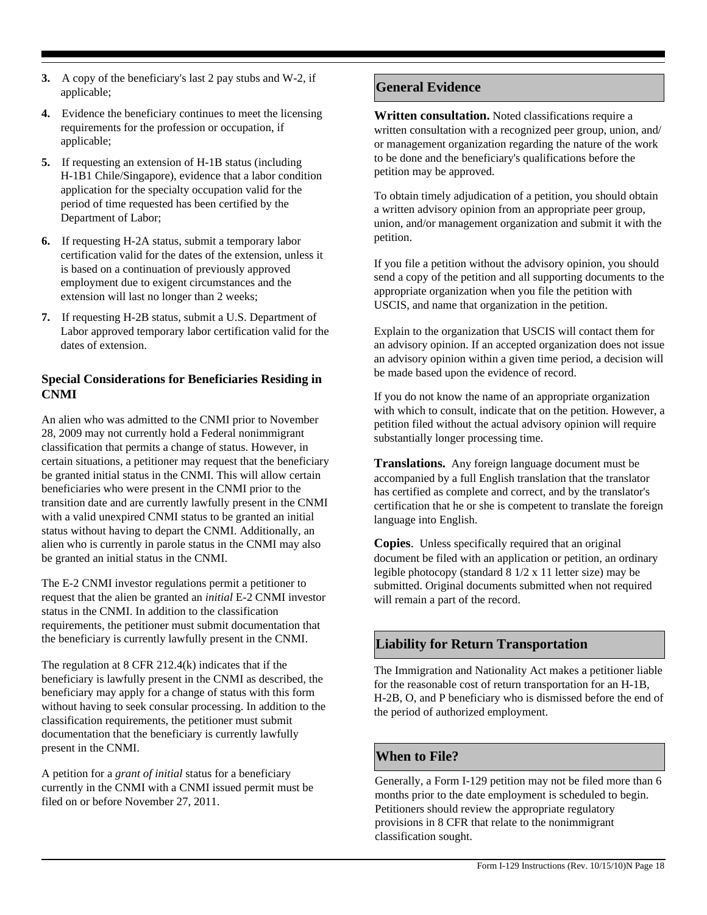3. A copy of the beneficiary's last 2 pay stubs and W-2, if applicable;

4. Evidence the beneficiary continues to meet the licensing requirements for the profession or occupation, if applicable;

5. If requesting an extension of H-1B status (including H-1B1 Chile/Singapore), evidence that a labor condition application for the specialty occupation valid for the period of time requested has been certified by the Department of Labor;

6. If requesting H-2A status, submit a temporary labor certification valid for the dates of the extension, unless it is based on a continuation of previously approved employment due to exigent circumstances and the extension will last no longer than 2 weeks;

7. If requesting H-2B status, submit a U.S. Department of Labor approved temporary labor certification valid for the dates of extension.

### Special Considerations for Beneficiaries Residing in CNMI

An alien who was admitted to the CNMI prior to November 28, 2009 may not currently hold a Federal nonimmigrant classification that permits a change of status. However, in certain situations, a petitioner may request that the beneficiary be granted initial status in the CNMI. This will allow certain beneficiaries who were present in the CNMI prior to the transition date and are currently lawfully present in the CNMI with a valid unexpired CNMI status to be granted an initial status without having to depart the CNMI. Additionally, an alien who is currently in parole status in the CNMI may also be granted an initial status in the CNMI.

The E-2 CNMI investor regulations permit a petitioner to request that the alien be granted an *initial* E-2 CNMI investor status in the CNMI. In addition to the classification requirements, the petitioner must submit documentation that the beneficiary is currently lawfully present in the CNMI.

The regulation at 8 CFR 212.4(k) indicates that if the beneficiary is lawfully present in the CNMI as described, the beneficiary may apply for a change of status with this form without having to seek consular processing. In addition to the classification requirements, the petitioner must submit documentation that the beneficiary is currently lawfully present in the CNMI.

A petition for a *grant of initial* status for a beneficiary currently in the CNMI with a CNMI issued permit must be filed on or before November 27, 2011.

## General Evidence

**Written consultation.** Noted classifications require a written consultation with a recognized peer group, union, and/or management organization regarding the nature of the work to be done and the beneficiary's qualifications before the petition may be approved.

To obtain timely adjudication of a petition, you should obtain a written advisory opinion from an appropriate peer group, union, and/or management organization and submit it with the petition.

If you file a petition without the advisory opinion, you should send a copy of the petition and all supporting documents to the appropriate organization when you file the petition with USCIS, and name that organization in the petition.

Explain to the organization that USCIS will contact them for an advisory opinion. If an accepted organization does not issue an advisory opinion within a given time period, a decision will be made based upon the evidence of record.

If you do not know the name of an appropriate organization with which to consult, indicate that on the petition. However, a petition filed without the actual advisory opinion will require substantially longer processing time.

**Translations.** Any foreign language document must be accompanied by a full English translation that the translator has certified as complete and correct, and by the translator's certification that he or she is competent to translate the foreign language into English.

**Copies**. Unless specifically required that an original document be filed with an application or petition, an ordinary legible photocopy (standard 8 1/2 x 11 letter size) may be submitted. Original documents submitted when not required will remain a part of the record.

## Liability for Return Transportation

The Immigration and Nationality Act makes a petitioner liable for the reasonable cost of return transportation for an H-1B, H-2B, O, and P beneficiary who is dismissed before the end of the period of authorized employment.

## When to File?

Generally, a Form I-129 petition may not be filed more than 6 months prior to the date employment is scheduled to begin. Petitioners should review the appropriate regulatory provisions in 8 CFR that relate to the nonimmigrant classification sought.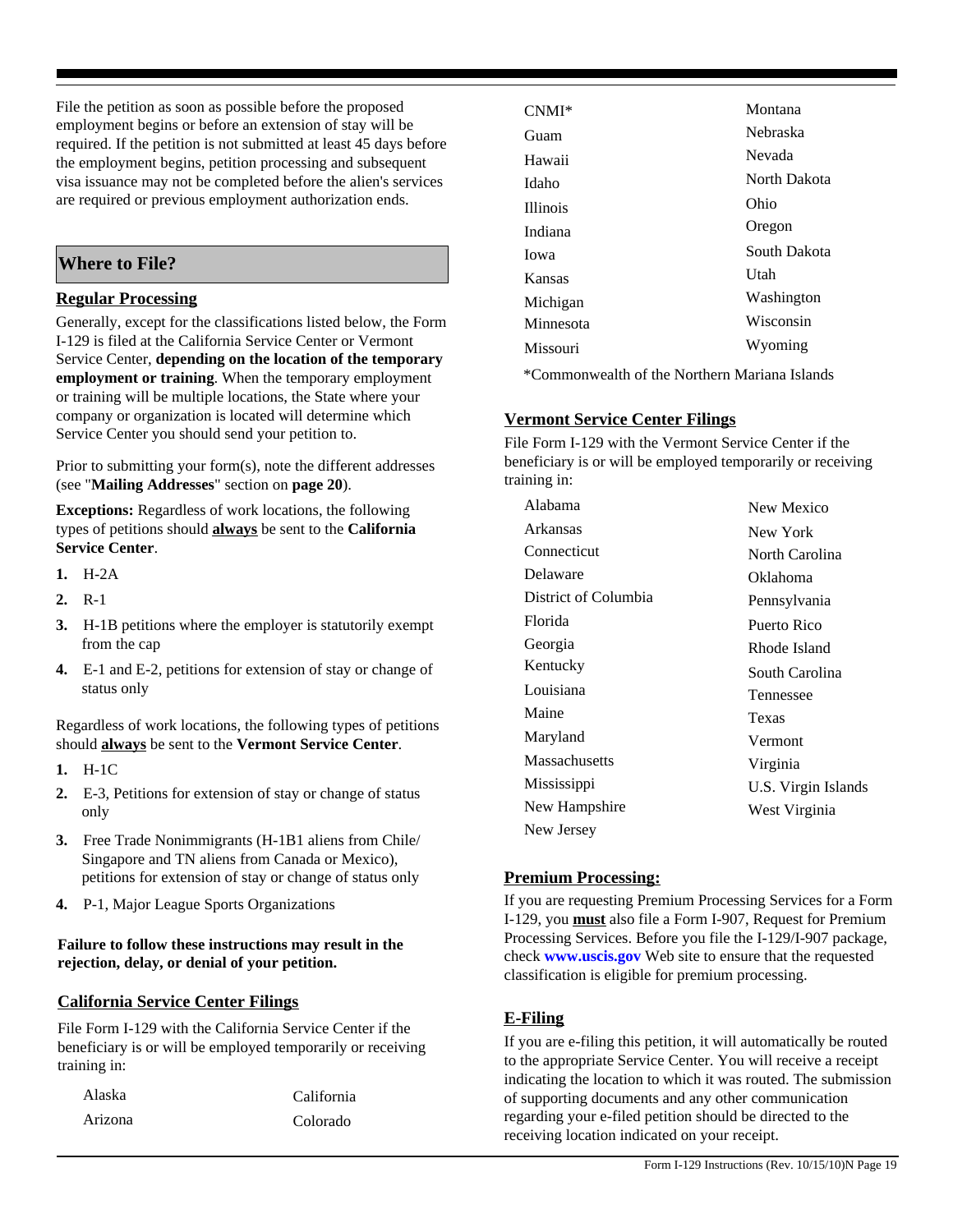File the petition as soon as possible before the proposed employment begins or before an extension of stay will be required. If the petition is not submitted at least 45 days before the employment begins, petition processing and subsequent visa issuance may not be completed before the alien's services are required or previous employment authorization ends.

## Where to File?

### Regular Processing

Generally, except for the classifications listed below, the Form I-129 is filed at the California Service Center or Vermont Service Center, **depending on the location of the temporary employment or training**. When the temporary employment or training will be multiple locations, the State where your company or organization is located will determine which Service Center you should send your petition to.

Prior to submitting your form(s), note the different addresses (see "**Mailing Addresses**" section on **page 20**).

**Exceptions:** Regardless of work locations, the following types of petitions should **always** be sent to the **California Service Center**.

1. H-2A
2. R-1
3. H-1B petitions where the employer is statutorily exempt from the cap
4. E-1 and E-2, petitions for extension of stay or change of status only

Regardless of work locations, the following types of petitions should **always** be sent to the **Vermont Service Center**.

1. H-1C
2. E-3, Petitions for extension of stay or change of status only
3. Free Trade Nonimmigrants (H-1B1 aliens from Chile/ Singapore and TN aliens from Canada or Mexico), petitions for extension of stay or change of status only
4. P-1, Major League Sports Organizations

**Failure to follow these instructions may result in the rejection, delay, or denial of your petition.**

### California Service Center Filings

File Form I-129 with the California Service Center if the beneficiary is or will be employed temporarily or receiving training in:

| | |
|---|---|
| Alaska | California |
| Arizona | Colorado |
| CNMI* | Montana |
| Guam | Nebraska |
| Hawaii | Nevada |
| Idaho | North Dakota |
| Illinois | Ohio |
| Indiana | Oregon |
| Iowa | South Dakota |
| Kansas | Utah |
| Michigan | Washington |
| Minnesota | Wisconsin |
| Missouri | Wyoming |

*Commonwealth of the Northern Mariana Islands

### Vermont Service Center Filings

File Form I-129 with the Vermont Service Center if the beneficiary is or will be employed temporarily or receiving training in:

| | |
|---|---|
| Alabama | New Mexico |
| Arkansas | New York |
| Connecticut | North Carolina |
| Delaware | Oklahoma |
| District of Columbia | Pennsylvania |
| Florida | Puerto Rico |
| Georgia | Rhode Island |
| Kentucky | South Carolina |
| Louisiana | Tennessee |
| Maine | Texas |
| Maryland | Vermont |
| Massachusetts | Virginia |
| Mississippi | U.S. Virgin Islands |
| New Hampshire | West Virginia |
| New Jersey | |

### Premium Processing:

If you are requesting Premium Processing Services for a Form I-129, you **must** also file a Form I-907, Request for Premium Processing Services. Before you file the I-129/I-907 package, check **www.uscis.gov** Web site to ensure that the requested classification is eligible for premium processing.

### E-Filing

If you are e-filing this petition, it will automatically be routed to the appropriate Service Center. You will receive a receipt indicating the location to which it was routed. The submission of supporting documents and any other communication regarding your e-filed petition should be directed to the receiving location indicated on your receipt.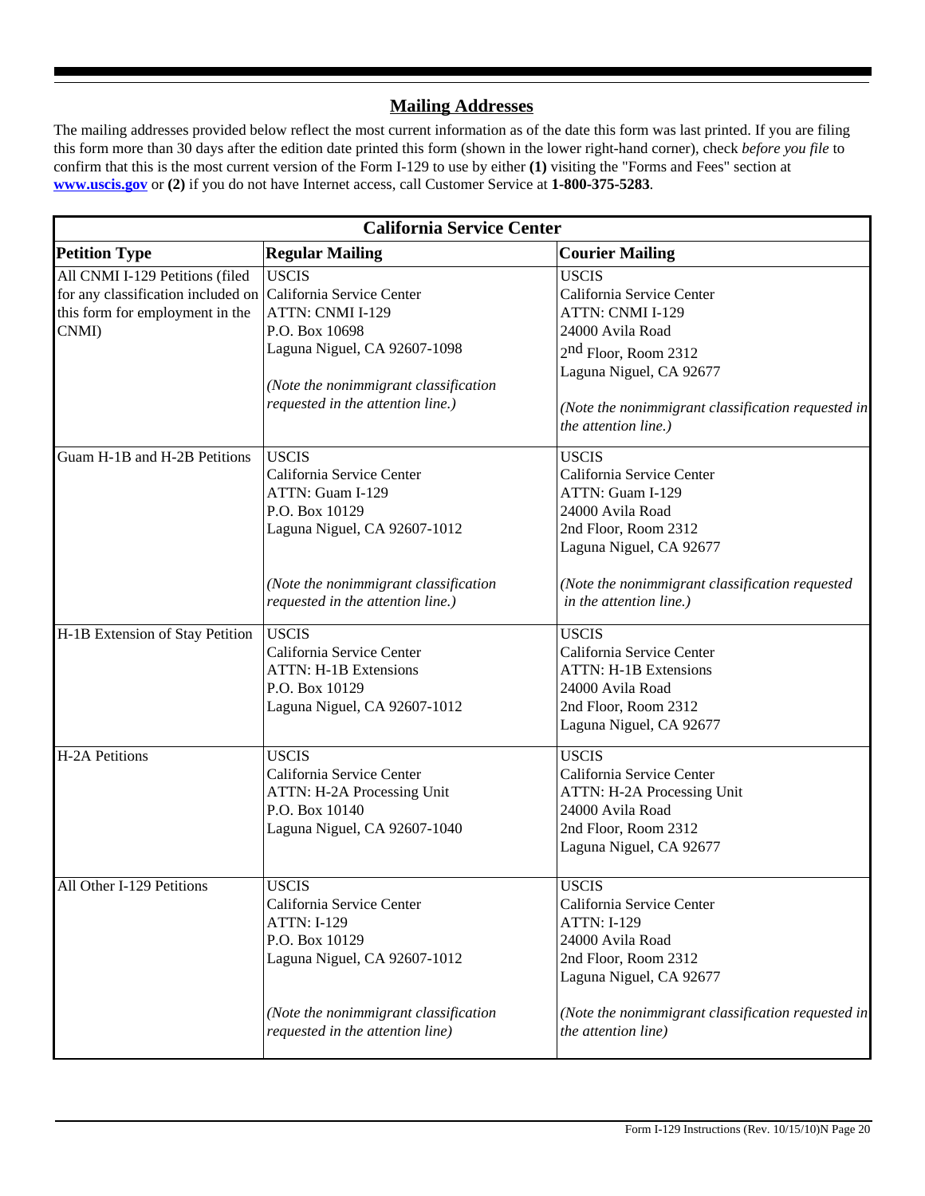## Mailing Addresses

The mailing addresses provided below reflect the most current information as of the date this form was last printed. If you are filing this form more than 30 days after the edition date printed this form (shown in the lower right-hand corner), check *before you file* to confirm that this is the most current version of the Form I-129 to use by either **(1)** visiting the "Forms and Fees" section at **www.uscis.gov** or **(2)** if you do not have Internet access, call Customer Service at **1-800-375-5283**.

| California Service Center | | |
|---|---|---|
| **Petition Type** | **Regular Mailing** | **Courier Mailing** |
| All CNMI I-129 Petitions (filed for any classification included on this form for employment in the CNMI) | USCIS<br>California Service Center<br>ATTN: CNMI I-129<br>P.O. Box 10698<br>Laguna Niguel, CA 92607-1098<br><br>*(Note the nonimmigrant classification requested in the attention line.)* | USCIS<br>California Service Center<br>ATTN: CNMI I-129<br>24000 Avila Road<br>2nd Floor, Room 2312<br>Laguna Niguel, CA 92677<br><br>*(Note the nonimmigrant classification requested in the attention line.)* |
| Guam H-1B and H-2B Petitions | USCIS<br>California Service Center<br>ATTN: Guam I-129<br>P.O. Box 10129<br>Laguna Niguel, CA 92607-1012<br><br>*(Note the nonimmigrant classification requested in the attention line.)* | USCIS<br>California Service Center<br>ATTN: Guam I-129<br>24000 Avila Road<br>2nd Floor, Room 2312<br>Laguna Niguel, CA 92677<br><br>*(Note the nonimmigrant classification requested in the attention line.)* |
| H-1B Extension of Stay Petition | USCIS<br>California Service Center<br>ATTN: H-1B Extensions<br>P.O. Box 10129<br>Laguna Niguel, CA 92607-1012 | USCIS<br>California Service Center<br>ATTN: H-1B Extensions<br>24000 Avila Road<br>2nd Floor, Room 2312<br>Laguna Niguel, CA 92677 |
| H-2A Petitions | USCIS<br>California Service Center<br>ATTN: H-2A Processing Unit<br>P.O. Box 10140<br>Laguna Niguel, CA 92607-1040 | USCIS<br>California Service Center<br>ATTN: H-2A Processing Unit<br>24000 Avila Road<br>2nd Floor, Room 2312<br>Laguna Niguel, CA 92677 |
| All Other I-129 Petitions | USCIS<br>California Service Center<br>ATTN: I-129<br>P.O. Box 10129<br>Laguna Niguel, CA 92607-1012<br><br>*(Note the nonimmigrant classification requested in the attention line)* | USCIS<br>California Service Center<br>ATTN: I-129<br>24000 Avila Road<br>2nd Floor, Room 2312<br>Laguna Niguel, CA 92677<br><br>*(Note the nonimmigrant classification requested in the attention line)* |

Form I-129 Instructions (Rev. 10/15/10)N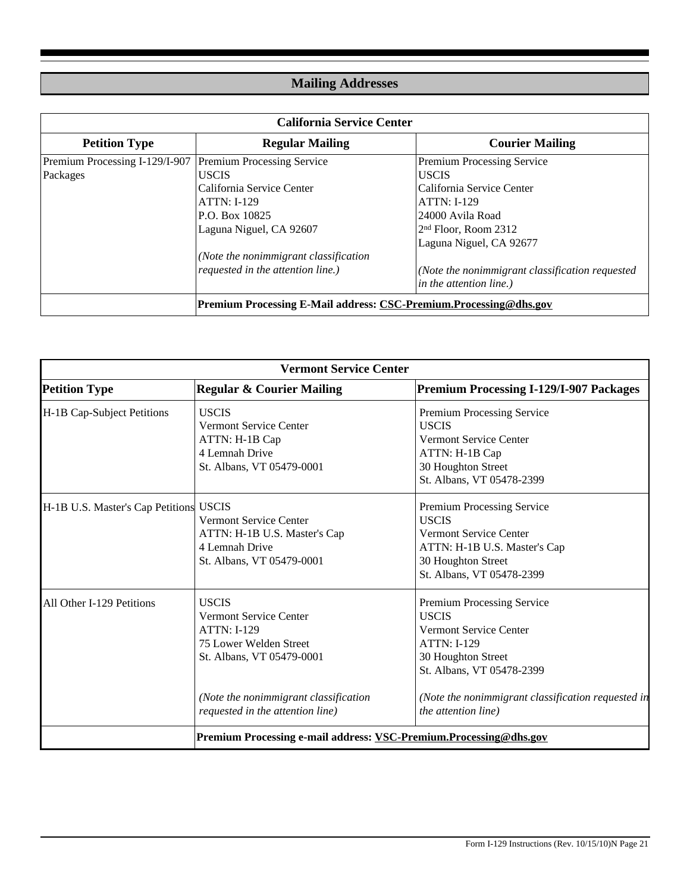## Mailing Addresses

| California Service Center | | |
|---|---|---|
| **Petition Type** | **Regular Mailing** | **Courier Mailing** |
| Premium Processing I-129/I-907 Packages | Premium Processing Service<br>USCIS<br>California Service Center<br>ATTN: I-129<br>P.O. Box 10825<br>Laguna Niguel, CA 92607<br><br>*(Note the nonimmigrant classification requested in the attention line.)* | Premium Processing Service<br>USCIS<br>California Service Center<br>ATTN: I-129<br>24000 Avila Road<br>2nd Floor, Room 2312<br>Laguna Niguel, CA 92677<br><br>*(Note the nonimmigrant classification requested in the attention line.)* |
| | **Premium Processing E-Mail address: CSC-Premium.Processing@dhs.gov** | |

| Vermont Service Center | | |
|---|---|---|
| **Petition Type** | **Regular & Courier Mailing** | **Premium Processing I-129/I-907 Packages** |
| H-1B Cap-Subject Petitions | USCIS<br>Vermont Service Center<br>ATTN: H-1B Cap<br>4 Lemnah Drive<br>St. Albans, VT 05479-0001 | Premium Processing Service<br>USCIS<br>Vermont Service Center<br>ATTN: H-1B Cap<br>30 Houghton Street<br>St. Albans, VT 05478-2399 |
| H-1B U.S. Master's Cap Petitions | USCIS<br>Vermont Service Center<br>ATTN: H-1B U.S. Master's Cap<br>4 Lemnah Drive<br>St. Albans, VT 05479-0001 | Premium Processing Service<br>USCIS<br>Vermont Service Center<br>ATTN: H-1B U.S. Master's Cap<br>30 Houghton Street<br>St. Albans, VT 05478-2399 |
| All Other I-129 Petitions | USCIS<br>Vermont Service Center<br>ATTN: I-129<br>75 Lower Welden Street<br>St. Albans, VT 05479-0001<br><br>*(Note the nonimmigrant classification requested in the attention line)* | Premium Processing Service<br>USCIS<br>Vermont Service Center<br>ATTN: I-129<br>30 Houghton Street<br>St. Albans, VT 05478-2399<br><br>*(Note the nonimmigrant classification requested in the attention line)* |
| | **Premium Processing e-mail address: VSC-Premium.Processing@dhs.gov** | |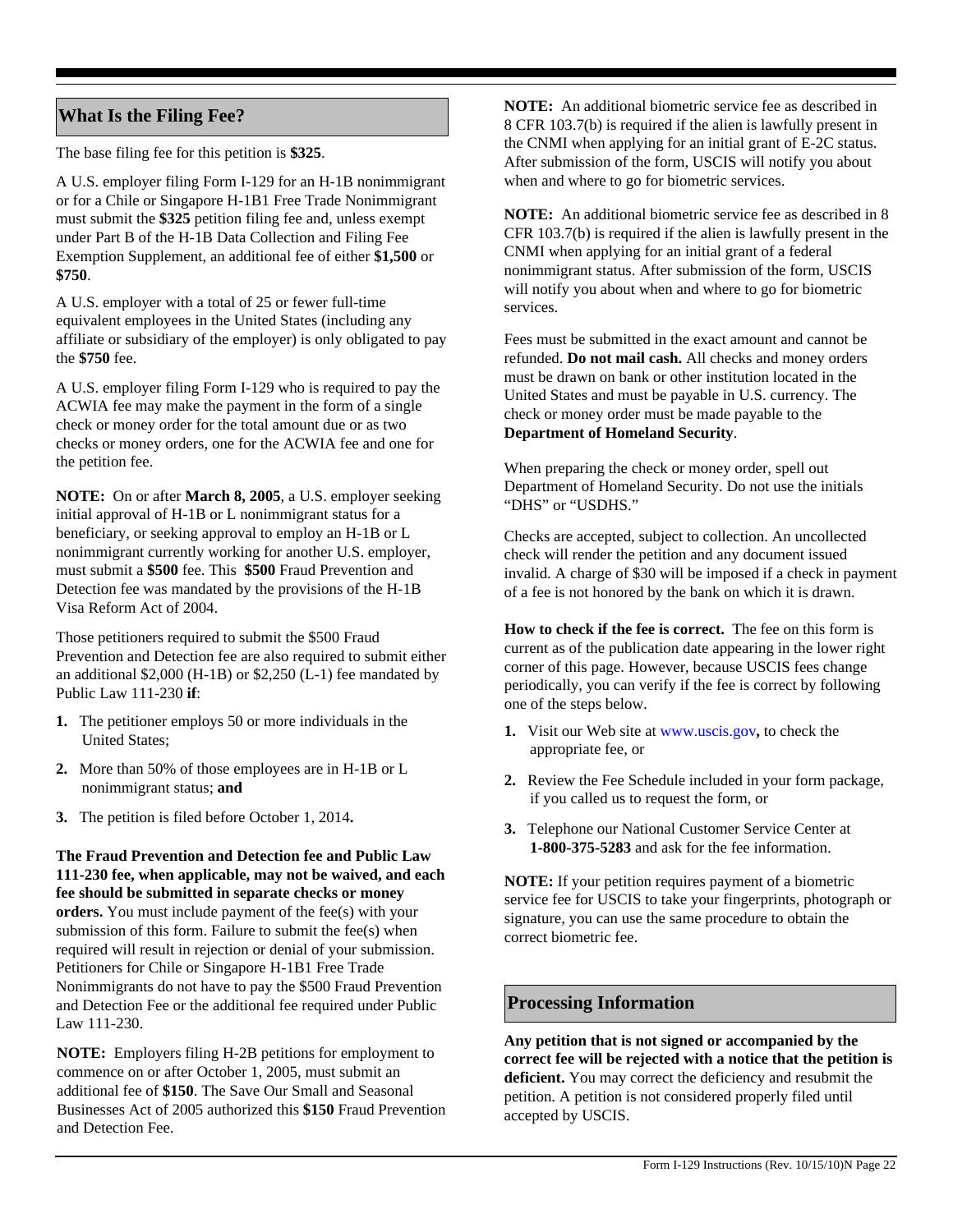## What Is the Filing Fee?

The base filing fee for this petition is **$325**.

A U.S. employer filing Form I-129 for an H-1B nonimmigrant or for a Chile or Singapore H-1B1 Free Trade Nonimmigrant must submit the **$325** petition filing fee and, unless exempt under Part B of the H-1B Data Collection and Filing Fee Exemption Supplement, an additional fee of either **$1,500** or **$750**.

A U.S. employer with a total of 25 or fewer full-time equivalent employees in the United States (including any affiliate or subsidiary of the employer) is only obligated to pay the **$750** fee.

A U.S. employer filing Form I-129 who is required to pay the ACWIA fee may make the payment in the form of a single check or money order for the total amount due or as two checks or money orders, one for the ACWIA fee and one for the petition fee.

**NOTE:** On or after **March 8, 2005**, a U.S. employer seeking initial approval of H-1B or L nonimmigrant status for a beneficiary, or seeking approval to employ an H-1B or L nonimmigrant currently working for another U.S. employer, must submit a **$500** fee. This **$500** Fraud Prevention and Detection fee was mandated by the provisions of the H-1B Visa Reform Act of 2004.

Those petitioners required to submit the $500 Fraud Prevention and Detection fee are also required to submit either an additional $2,000 (H-1B) or $2,250 (L-1) fee mandated by Public Law 111-230 **if**:

1. The petitioner employs 50 or more individuals in the United States;
2. More than 50% of those employees are in H-1B or L nonimmigrant status; **and**
3. The petition is filed before October 1, 2014**.**

**The Fraud Prevention and Detection fee and Public Law 111-230 fee, when applicable, may not be waived, and each fee should be submitted in separate checks or money orders.** You must include payment of the fee(s) with your submission of this form. Failure to submit the fee(s) when required will result in rejection or denial of your submission. Petitioners for Chile or Singapore H-1B1 Free Trade Nonimmigrants do not have to pay the $500 Fraud Prevention and Detection Fee or the additional fee required under Public Law 111-230.

**NOTE:** Employers filing H-2B petitions for employment to commence on or after October 1, 2005, must submit an additional fee of **$150**. The Save Our Small and Seasonal Businesses Act of 2005 authorized this **$150** Fraud Prevention and Detection Fee.

**NOTE:** An additional biometric service fee as described in 8 CFR 103.7(b) is required if the alien is lawfully present in the CNMI when applying for an initial grant of E-2C status. After submission of the form, USCIS will notify you about when and where to go for biometric services.

**NOTE:** An additional biometric service fee as described in 8 CFR 103.7(b) is required if the alien is lawfully present in the CNMI when applying for an initial grant of a federal nonimmigrant status. After submission of the form, USCIS will notify you about when and where to go for biometric services.

Fees must be submitted in the exact amount and cannot be refunded. **Do not mail cash.** All checks and money orders must be drawn on bank or other institution located in the United States and must be payable in U.S. currency. The check or money order must be made payable to the **Department of Homeland Security**.

When preparing the check or money order, spell out Department of Homeland Security. Do not use the initials "DHS" or "USDHS."

Checks are accepted, subject to collection. An uncollected check will render the petition and any document issued invalid. A charge of $30 will be imposed if a check in payment of a fee is not honored by the bank on which it is drawn.

**How to check if the fee is correct.** The fee on this form is current as of the publication date appearing in the lower right corner of this page. However, because USCIS fees change periodically, you can verify if the fee is correct by following one of the steps below.

1. Visit our Web site at www.uscis.gov**,** to check the appropriate fee, or
2. Review the Fee Schedule included in your form package, if you called us to request the form, or
3. Telephone our National Customer Service Center at **1-800-375-5283** and ask for the fee information.

**NOTE:** If your petition requires payment of a biometric service fee for USCIS to take your fingerprints, photograph or signature, you can use the same procedure to obtain the correct biometric fee.

## Processing Information

**Any petition that is not signed or accompanied by the correct fee will be rejected with a notice that the petition is deficient.** You may correct the deficiency and resubmit the petition. A petition is not considered properly filed until accepted by USCIS.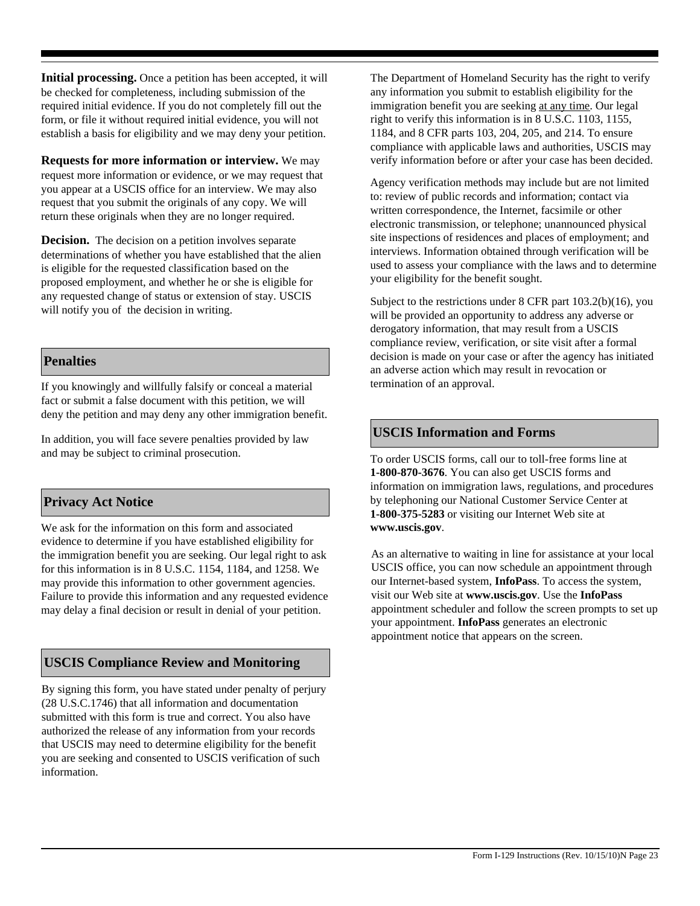**Initial processing.** Once a petition has been accepted, it will be checked for completeness, including submission of the required initial evidence. If you do not completely fill out the form, or file it without required initial evidence, you will not establish a basis for eligibility and we may deny your petition.

**Requests for more information or interview.** We may request more information or evidence, or we may request that you appear at a USCIS office for an interview. We may also request that you submit the originals of any copy. We will return these originals when they are no longer required.

**Decision.** The decision on a petition involves separate determinations of whether you have established that the alien is eligible for the requested classification based on the proposed employment, and whether he or she is eligible for any requested change of status or extension of stay. USCIS will notify you of the decision in writing.

## Penalties

If you knowingly and willfully falsify or conceal a material fact or submit a false document with this petition, we will deny the petition and may deny any other immigration benefit.

In addition, you will face severe penalties provided by law and may be subject to criminal prosecution.

## Privacy Act Notice

We ask for the information on this form and associated evidence to determine if you have established eligibility for the immigration benefit you are seeking. Our legal right to ask for this information is in 8 U.S.C. 1154, 1184, and 1258. We may provide this information to other government agencies. Failure to provide this information and any requested evidence may delay a final decision or result in denial of your petition.

## USCIS Compliance Review and Monitoring

By signing this form, you have stated under penalty of perjury (28 U.S.C.1746) that all information and documentation submitted with this form is true and correct. You also have authorized the release of any information from your records that USCIS may need to determine eligibility for the benefit you are seeking and consented to USCIS verification of such information.

The Department of Homeland Security has the right to verify any information you submit to establish eligibility for the immigration benefit you are seeking at any time. Our legal right to verify this information is in 8 U.S.C. 1103, 1155, 1184, and 8 CFR parts 103, 204, 205, and 214. To ensure compliance with applicable laws and authorities, USCIS may verify information before or after your case has been decided.

Agency verification methods may include but are not limited to: review of public records and information; contact via written correspondence, the Internet, facsimile or other electronic transmission, or telephone; unannounced physical site inspections of residences and places of employment; and interviews. Information obtained through verification will be used to assess your compliance with the laws and to determine your eligibility for the benefit sought.

Subject to the restrictions under 8 CFR part 103.2(b)(16), you will be provided an opportunity to address any adverse or derogatory information, that may result from a USCIS compliance review, verification, or site visit after a formal decision is made on your case or after the agency has initiated an adverse action which may result in revocation or termination of an approval.

## USCIS Information and Forms

To order USCIS forms, call our to toll-free forms line at **1-800-870-3676**. You can also get USCIS forms and information on immigration laws, regulations, and procedures by telephoning our National Customer Service Center at **1-800-375-5283** or visiting our Internet Web site at **www.uscis.gov**.

As an alternative to waiting in line for assistance at your local USCIS office, you can now schedule an appointment through our Internet-based system, **InfoPass**. To access the system, visit our Web site at **www.uscis.gov**. Use the **InfoPass** appointment scheduler and follow the screen prompts to set up your appointment. **InfoPass** generates an electronic appointment notice that appears on the screen.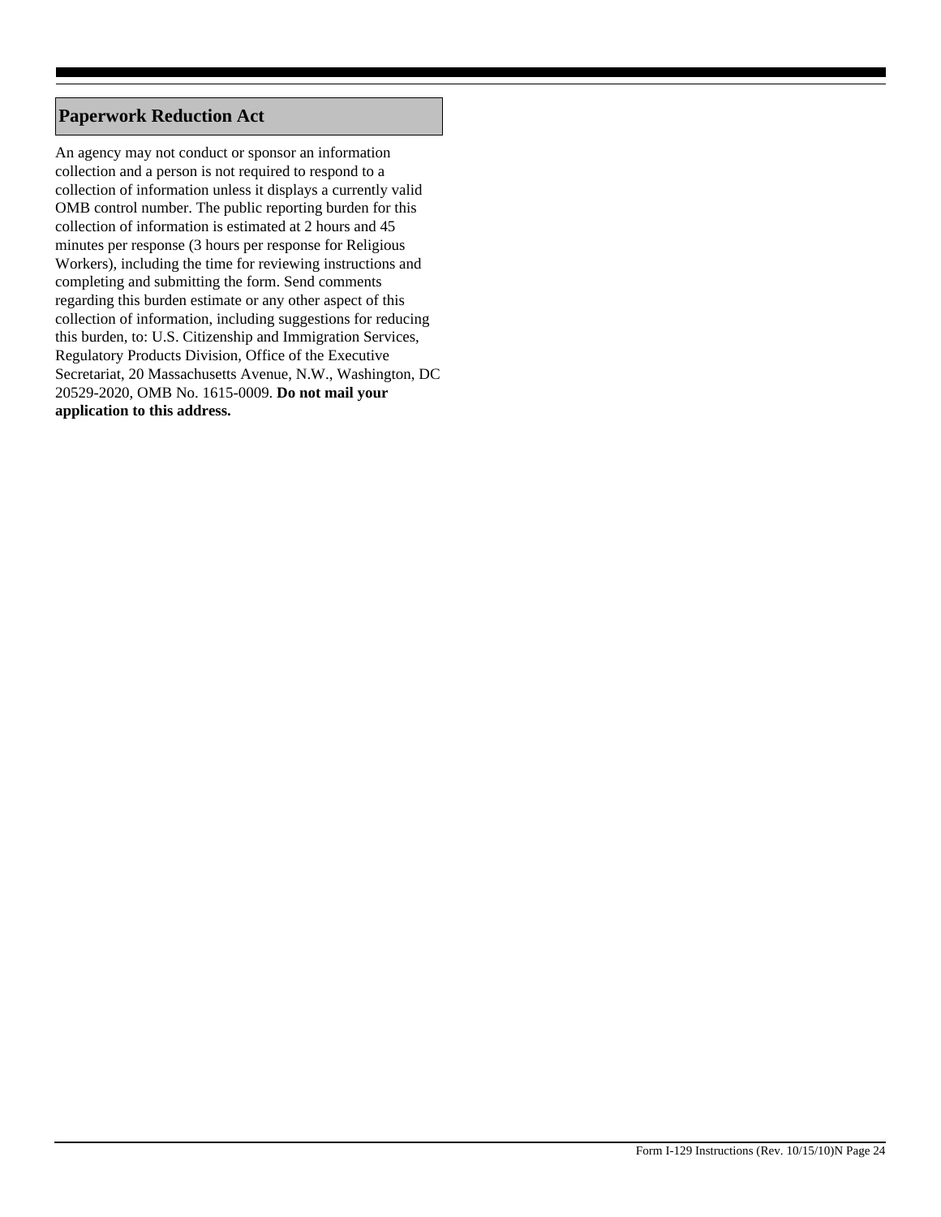## Paperwork Reduction Act

An agency may not conduct or sponsor an information collection and a person is not required to respond to a collection of information unless it displays a currently valid OMB control number. The public reporting burden for this collection of information is estimated at 2 hours and 45 minutes per response (3 hours per response for Religious Workers), including the time for reviewing instructions and completing and submitting the form. Send comments regarding this burden estimate or any other aspect of this collection of information, including suggestions for reducing this burden, to: U.S. Citizenship and Immigration Services, Regulatory Products Division, Office of the Executive Secretariat, 20 Massachusetts Avenue, N.W., Washington, DC 20529-2020, OMB No. 1615-0009. **Do not mail your application to this address.**